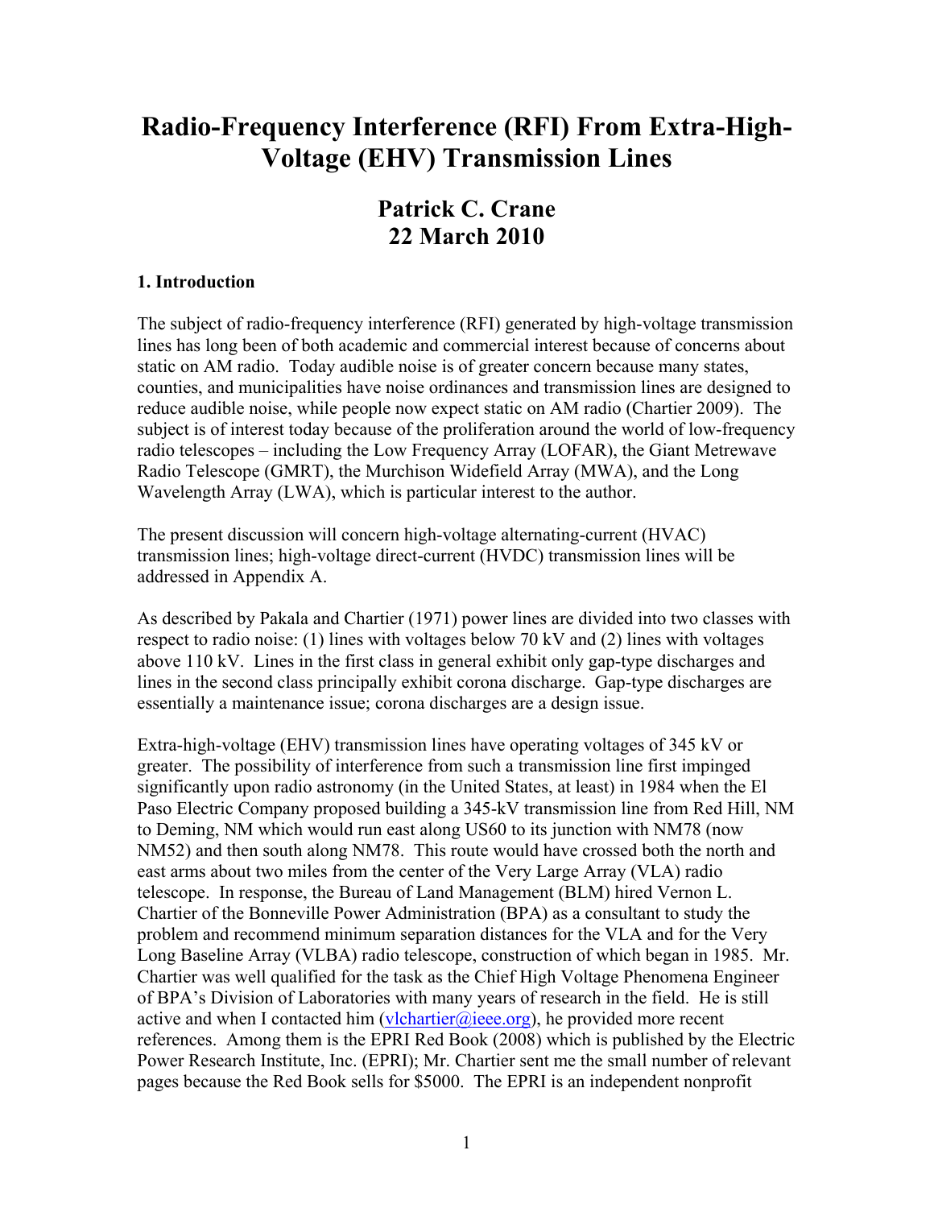# Radio-Frequency Interference (RFI) From Extra-High-Voltage (EHV) Transmission Lines

## Patrick C. Crane
## 22 March 2010

### 1. Introduction

The subject of radio-frequency interference (RFI) generated by high-voltage transmission lines has long been of both academic and commercial interest because of concerns about static on AM radio. Today audible noise is of greater concern because many states, counties, and municipalities have noise ordinances and transmission lines are designed to reduce audible noise, while people now expect static on AM radio (Chartier 2009). The subject is of interest today because of the proliferation around the world of low-frequency radio telescopes – including the Low Frequency Array (LOFAR), the Giant Metrewave Radio Telescope (GMRT), the Murchison Widefield Array (MWA), and the Long Wavelength Array (LWA), which is particular interest to the author.

The present discussion will concern high-voltage alternating-current (HVAC) transmission lines; high-voltage direct-current (HVDC) transmission lines will be addressed in Appendix A.

As described by Pakala and Chartier (1971) power lines are divided into two classes with respect to radio noise: (1) lines with voltages below 70 kV and (2) lines with voltages above 110 kV. Lines in the first class in general exhibit only gap-type discharges and lines in the second class principally exhibit corona discharge. Gap-type discharges are essentially a maintenance issue; corona discharges are a design issue.

Extra-high-voltage (EHV) transmission lines have operating voltages of 345 kV or greater. The possibility of interference from such a transmission line first impinged significantly upon radio astronomy (in the United States, at least) in 1984 when the El Paso Electric Company proposed building a 345-kV transmission line from Red Hill, NM to Deming, NM which would run east along US60 to its junction with NM78 (now NM52) and then south along NM78. This route would have crossed both the north and east arms about two miles from the center of the Very Large Array (VLA) radio telescope. In response, the Bureau of Land Management (BLM) hired Vernon L. Chartier of the Bonneville Power Administration (BPA) as a consultant to study the problem and recommend minimum separation distances for the VLA and for the Very Long Baseline Array (VLBA) radio telescope, construction of which began in 1985. Mr. Chartier was well qualified for the task as the Chief High Voltage Phenomena Engineer of BPA's Division of Laboratories with many years of research in the field. He is still active and when I contacted him (vlchartier@ieee.org), he provided more recent references. Among them is the EPRI Red Book (2008) which is published by the Electric Power Research Institute, Inc. (EPRI); Mr. Chartier sent me the small number of relevant pages because the Red Book sells for $5000. The EPRI is an independent nonprofit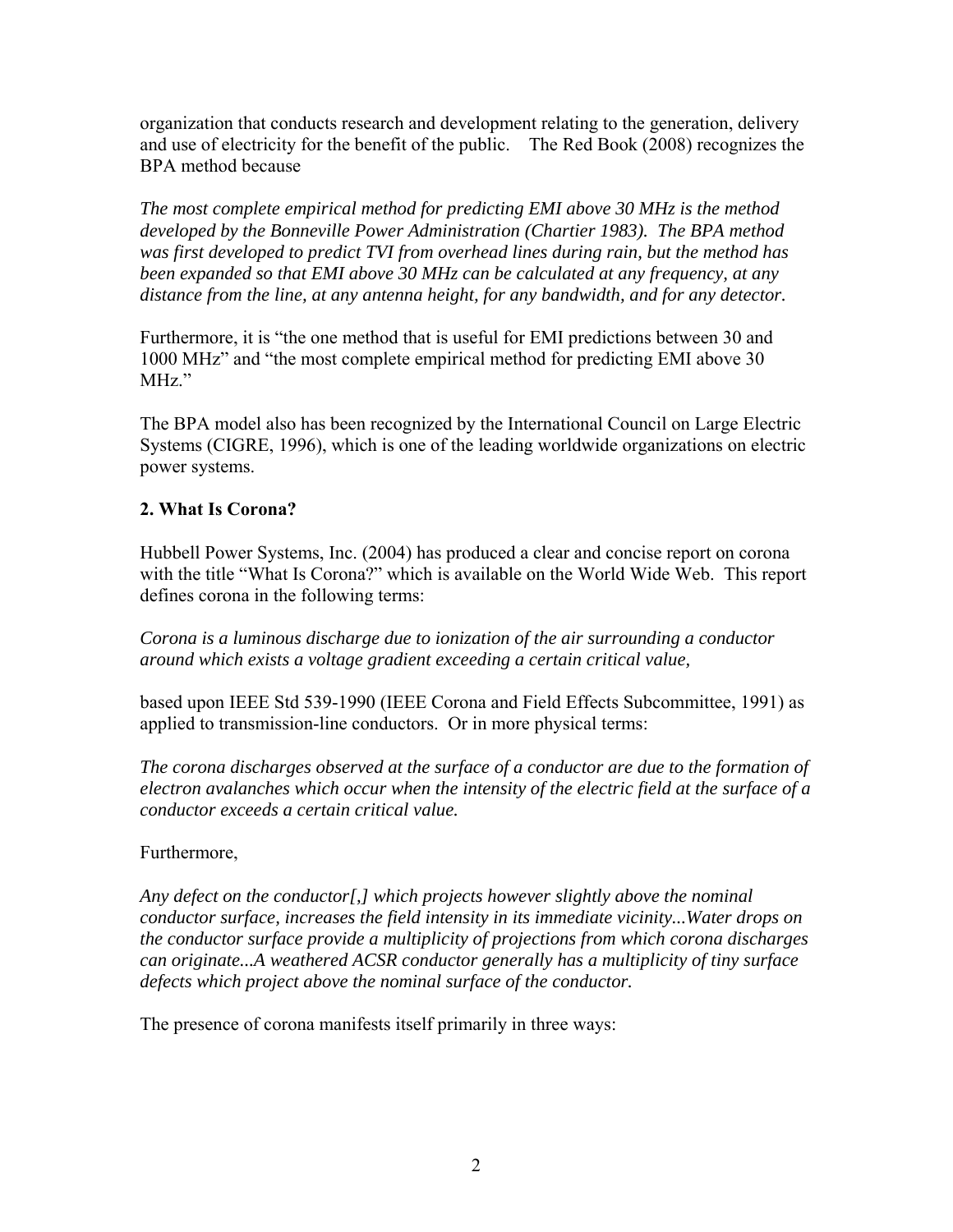organization that conducts research and development relating to the generation, delivery and use of electricity for the benefit of the public. The Red Book (2008) recognizes the BPA method because

*The most complete empirical method for predicting EMI above 30 MHz is the method developed by the Bonneville Power Administration (Chartier 1983). The BPA method was first developed to predict TVI from overhead lines during rain, but the method has been expanded so that EMI above 30 MHz can be calculated at any frequency, at any distance from the line, at any antenna height, for any bandwidth, and for any detector.*

Furthermore, it is "the one method that is useful for EMI predictions between 30 and 1000 MHz" and "the most complete empirical method for predicting EMI above 30 MHz."

The BPA model also has been recognized by the International Council on Large Electric Systems (CIGRE, 1996), which is one of the leading worldwide organizations on electric power systems.

## 2. What Is Corona?

Hubbell Power Systems, Inc. (2004) has produced a clear and concise report on corona with the title "What Is Corona?" which is available on the World Wide Web. This report defines corona in the following terms:

*Corona is a luminous discharge due to ionization of the air surrounding a conductor around which exists a voltage gradient exceeding a certain critical value,*

based upon IEEE Std 539-1990 (IEEE Corona and Field Effects Subcommittee, 1991) as applied to transmission-line conductors. Or in more physical terms:

*The corona discharges observed at the surface of a conductor are due to the formation of electron avalanches which occur when the intensity of the electric field at the surface of a conductor exceeds a certain critical value.*

Furthermore,

*Any defect on the conductor[,] which projects however slightly above the nominal conductor surface, increases the field intensity in its immediate vicinity...Water drops on the conductor surface provide a multiplicity of projections from which corona discharges can originate...A weathered ACSR conductor generally has a multiplicity of tiny surface defects which project above the nominal surface of the conductor.*

The presence of corona manifests itself primarily in three ways: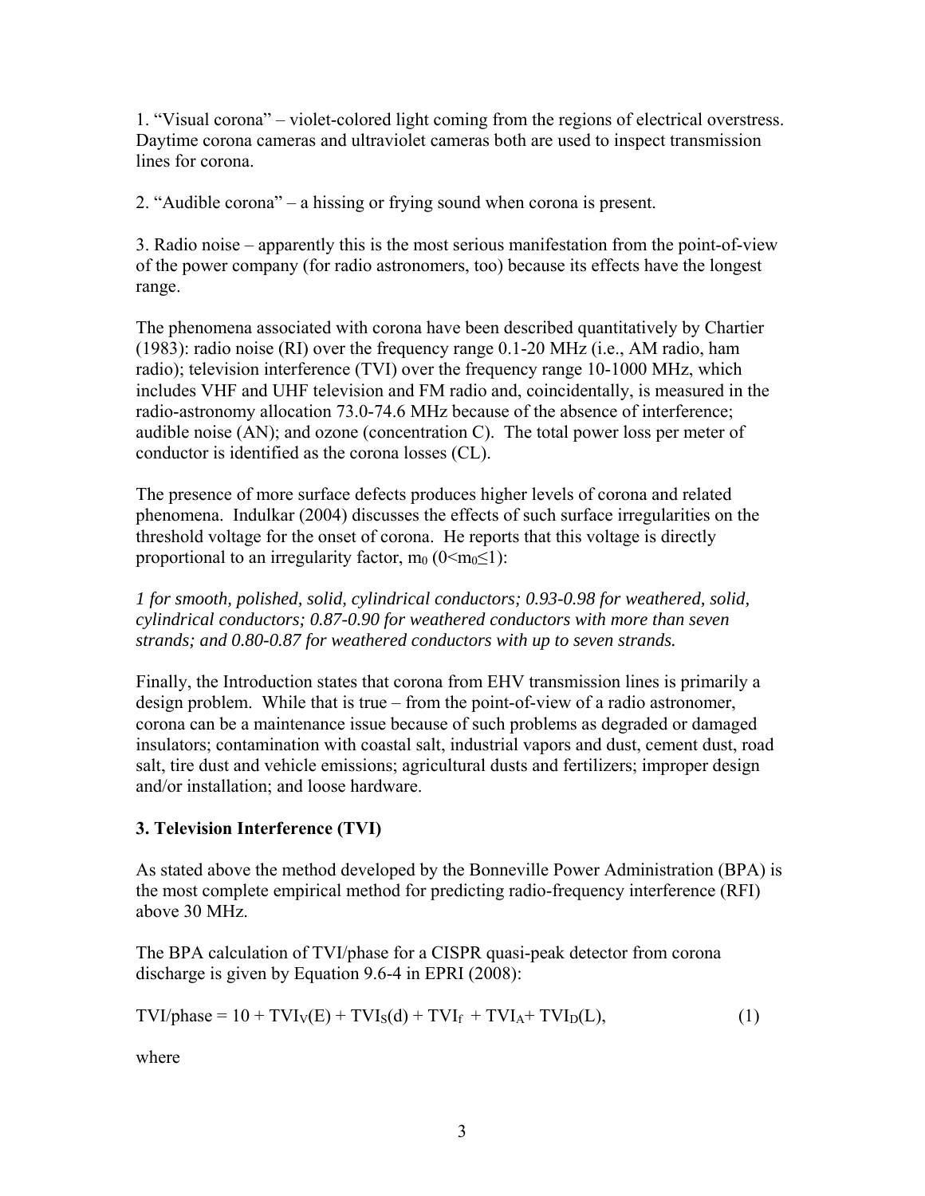1. “Visual corona” – violet-colored light coming from the regions of electrical overstress. Daytime corona cameras and ultraviolet cameras both are used to inspect transmission lines for corona.

2. “Audible corona” – a hissing or frying sound when corona is present.

3. Radio noise – apparently this is the most serious manifestation from the point-of-view of the power company (for radio astronomers, too) because its effects have the longest range.

The phenomena associated with corona have been described quantitatively by Chartier (1983): radio noise (RI) over the frequency range 0.1-20 MHz (i.e., AM radio, ham radio); television interference (TVI) over the frequency range 10-1000 MHz, which includes VHF and UHF television and FM radio and, coincidentally, is measured in the radio-astronomy allocation 73.0-74.6 MHz because of the absence of interference; audible noise (AN); and ozone (concentration C). The total power loss per meter of conductor is identified as the corona losses (CL).

The presence of more surface defects produces higher levels of corona and related phenomena. Indulkar (2004) discusses the effects of such surface irregularities on the threshold voltage for the onset of corona. He reports that this voltage is directly proportional to an irregularity factor, $m_0$ ($0<m_0\leq1$):

*1 for smooth, polished, solid, cylindrical conductors; 0.93-0.98 for weathered, solid, cylindrical conductors; 0.87-0.90 for weathered conductors with more than seven strands; and 0.80-0.87 for weathered conductors with up to seven strands.*

Finally, the Introduction states that corona from EHV transmission lines is primarily a design problem. While that is true – from the point-of-view of a radio astronomer, corona can be a maintenance issue because of such problems as degraded or damaged insulators; contamination with coastal salt, industrial vapors and dust, cement dust, road salt, tire dust and vehicle emissions; agricultural dusts and fertilizers; improper design and/or installation; and loose hardware.

### 3. Television Interference (TVI)

As stated above the method developed by the Bonneville Power Administration (BPA) is the most complete empirical method for predicting radio-frequency interference (RFI) above 30 MHz.

The BPA calculation of TVI/phase for a CISPR quasi-peak detector from corona discharge is given by Equation 9.6-4 in EPRI (2008):

$$\text{TVI/phase} = 10 + TVI_V(E) + TVI_S(d) + TVI_f + TVI_A + TVI_D(L), \qquad (1)$$

where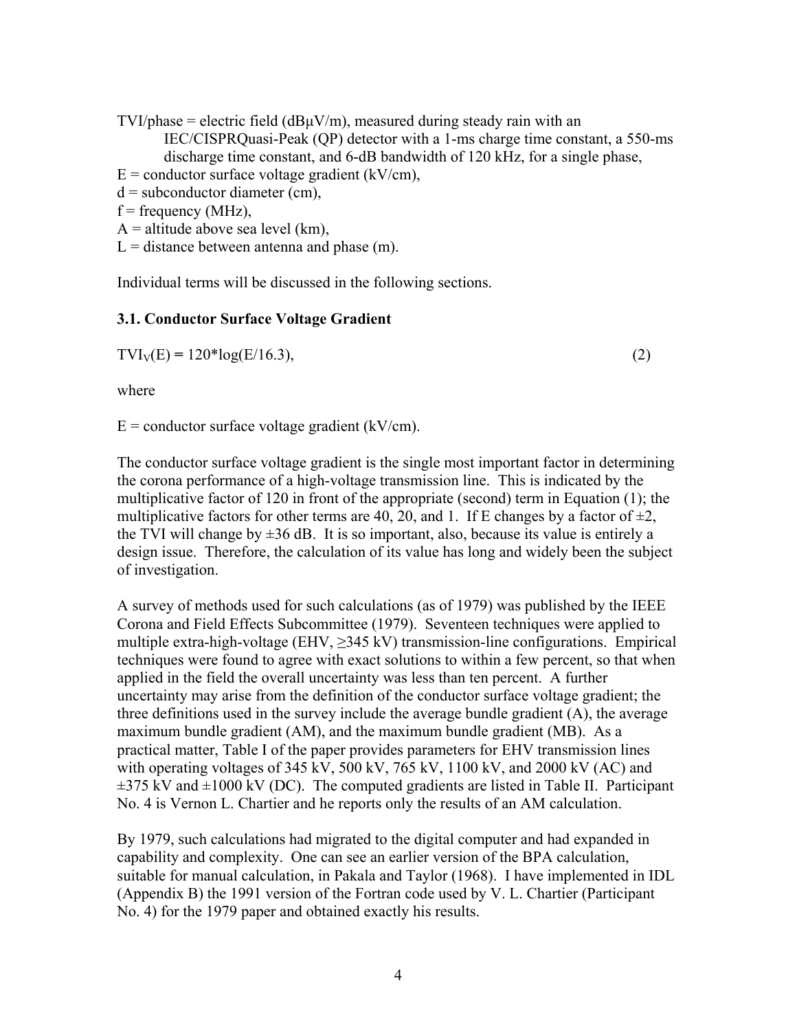TVI/phase = electric field (dBμV/m), measured during steady rain with an IEC/CISPRQuasi-Peak (QP) detector with a 1-ms charge time constant, a 550-ms discharge time constant, and 6-dB bandwidth of 120 kHz, for a single phase,

E = conductor surface voltage gradient (kV/cm),

d = subconductor diameter (cm),

f = frequency (MHz),

A = altitude above sea level (km),

L = distance between antenna and phase (m).

Individual terms will be discussed in the following sections.

### 3.1. Conductor Surface Voltage Gradient

$$TVI_V(E) = 120*\log(E/16.3), \quad (2)$$

where

E = conductor surface voltage gradient (kV/cm).

The conductor surface voltage gradient is the single most important factor in determining the corona performance of a high-voltage transmission line. This is indicated by the multiplicative factor of 120 in front of the appropriate (second) term in Equation (1); the multiplicative factors for other terms are 40, 20, and 1. If E changes by a factor of ±2, the TVI will change by ±36 dB. It is so important, also, because its value is entirely a design issue. Therefore, the calculation of its value has long and widely been the subject of investigation.

A survey of methods used for such calculations (as of 1979) was published by the IEEE Corona and Field Effects Subcommittee (1979). Seventeen techniques were applied to multiple extra-high-voltage (EHV, ≥345 kV) transmission-line configurations. Empirical techniques were found to agree with exact solutions to within a few percent, so that when applied in the field the overall uncertainty was less than ten percent. A further uncertainty may arise from the definition of the conductor surface voltage gradient; the three definitions used in the survey include the average bundle gradient (A), the average maximum bundle gradient (AM), and the maximum bundle gradient (MB). As a practical matter, Table I of the paper provides parameters for EHV transmission lines with operating voltages of 345 kV, 500 kV, 765 kV, 1100 kV, and 2000 kV (AC) and ±375 kV and ±1000 kV (DC). The computed gradients are listed in Table II. Participant No. 4 is Vernon L. Chartier and he reports only the results of an AM calculation.

By 1979, such calculations had migrated to the digital computer and had expanded in capability and complexity. One can see an earlier version of the BPA calculation, suitable for manual calculation, in Pakala and Taylor (1968). I have implemented in IDL (Appendix B) the 1991 version of the Fortran code used by V. L. Chartier (Participant No. 4) for the 1979 paper and obtained exactly his results.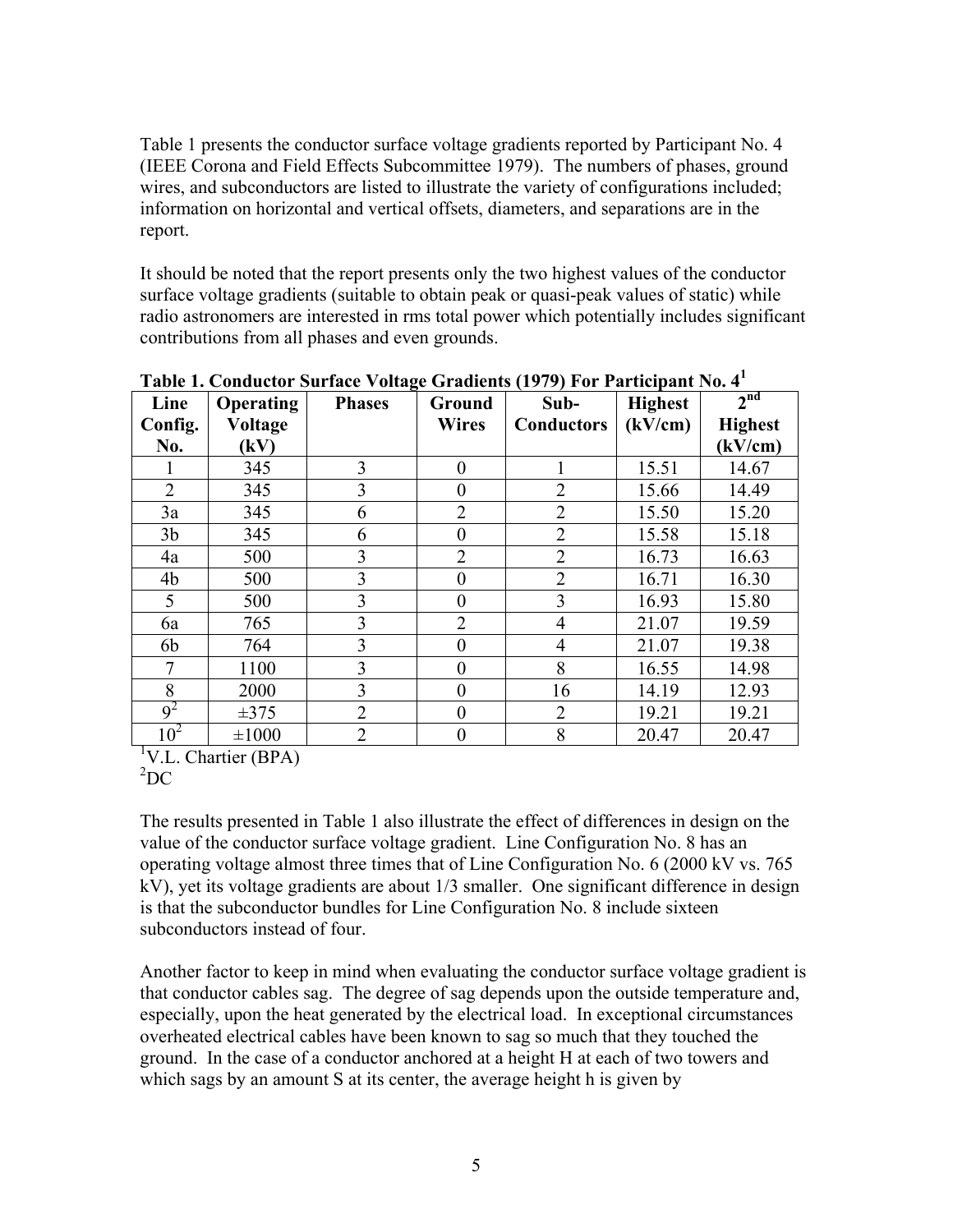Table 1 presents the conductor surface voltage gradients reported by Participant No. 4 (IEEE Corona and Field Effects Subcommittee 1979). The numbers of phases, ground wires, and subconductors are listed to illustrate the variety of configurations included; information on horizontal and vertical offsets, diameters, and separations are in the report.

It should be noted that the report presents only the two highest values of the conductor surface voltage gradients (suitable to obtain peak or quasi-peak values of static) while radio astronomers are interested in rms total power which potentially includes significant contributions from all phases and even grounds.

**Table 1. Conductor Surface Voltage Gradients (1979) For Participant No. 4[1]**

| Line Config. No. | Operating Voltage (kV) | Phases | Ground Wires | Sub-Conductors | Highest (kV/cm) | 2nd Highest (kV/cm) |
|---|---|---|---|---|---|---|
| 1 | 345 | 3 | 0 | 1 | 15.51 | 14.67 |
| 2 | 345 | 3 | 0 | 2 | 15.66 | 14.49 |
| 3a | 345 | 6 | 2 | 2 | 15.50 | 15.20 |
| 3b | 345 | 6 | 0 | 2 | 15.58 | 15.18 |
| 4a | 500 | 3 | 2 | 2 | 16.73 | 16.63 |
| 4b | 500 | 3 | 0 | 2 | 16.71 | 16.30 |
| 5 | 500 | 3 | 0 | 3 | 16.93 | 15.80 |
| 6a | 765 | 3 | 2 | 4 | 21.07 | 19.59 |
| 6b | 764 | 3 | 0 | 4 | 21.07 | 19.38 |
| 7 | 1100 | 3 | 0 | 8 | 16.55 | 14.98 |
| 8 | 2000 | 3 | 0 | 16 | 14.19 | 12.93 |
| 9[2] | ±375 | 2 | 0 | 2 | 19.21 | 19.21 |
| 10[2] | ±1000 | 2 | 0 | 8 | 20.47 | 20.47 |

[1]V.L. Chartier (BPA)
[2]DC

The results presented in Table 1 also illustrate the effect of differences in design on the value of the conductor surface voltage gradient. Line Configuration No. 8 has an operating voltage almost three times that of Line Configuration No. 6 (2000 kV vs. 765 kV), yet its voltage gradients are about 1/3 smaller. One significant difference in design is that the subconductor bundles for Line Configuration No. 8 include sixteen subconductors instead of four.

Another factor to keep in mind when evaluating the conductor surface voltage gradient is that conductor cables sag. The degree of sag depends upon the outside temperature and, especially, upon the heat generated by the electrical load. In exceptional circumstances overheated electrical cables have been known to sag so much that they touched the ground. In the case of a conductor anchored at a height H at each of two towers and which sags by an amount S at its center, the average height h is given by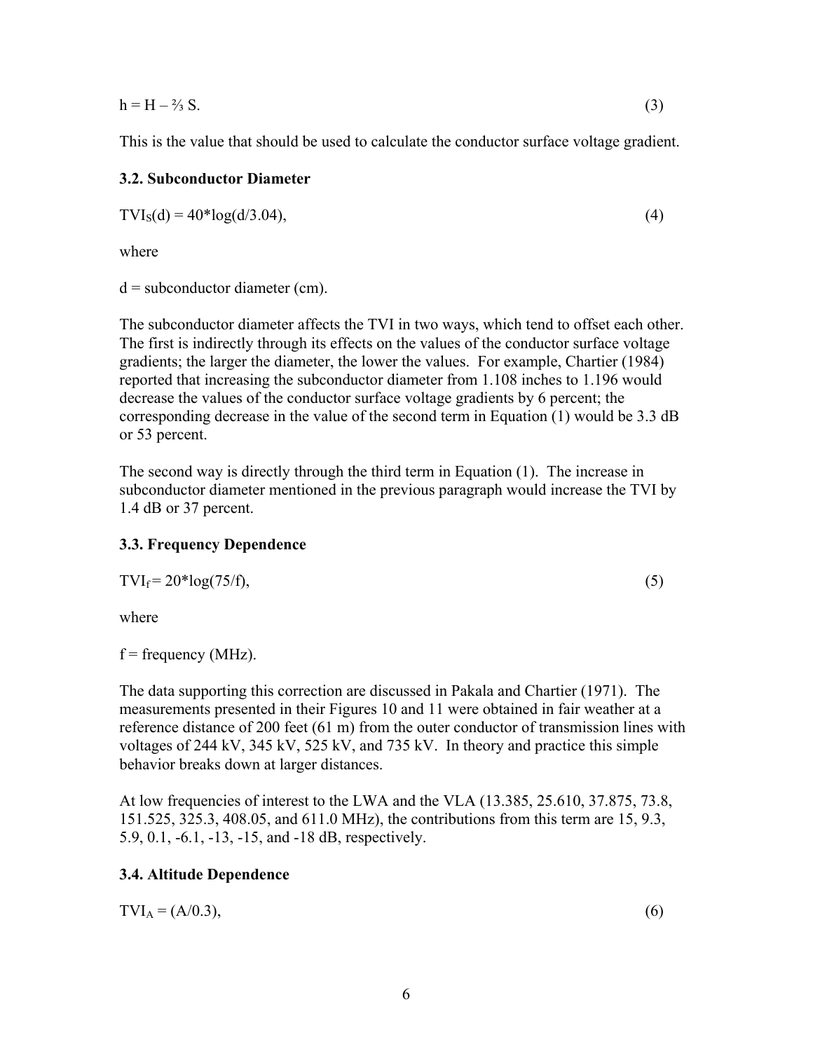$$h = H - \tfrac{2}{3} S. \quad (3)$$

This is the value that should be used to calculate the conductor surface voltage gradient.

### 3.2. Subconductor Diameter

$$TVI_S(d) = 40*\log(d/3.04), \quad (4)$$

where

d = subconductor diameter (cm).

The subconductor diameter affects the TVI in two ways, which tend to offset each other. The first is indirectly through its effects on the values of the conductor surface voltage gradients; the larger the diameter, the lower the values. For example, Chartier (1984) reported that increasing the subconductor diameter from 1.108 inches to 1.196 would decrease the values of the conductor surface voltage gradients by 6 percent; the corresponding decrease in the value of the second term in Equation (1) would be 3.3 dB or 53 percent.

The second way is directly through the third term in Equation (1). The increase in subconductor diameter mentioned in the previous paragraph would increase the TVI by 1.4 dB or 37 percent.

### 3.3. Frequency Dependence

$$TVI_f = 20*\log(75/f), \quad (5)$$

where

f = frequency (MHz).

The data supporting this correction are discussed in Pakala and Chartier (1971). The measurements presented in their Figures 10 and 11 were obtained in fair weather at a reference distance of 200 feet (61 m) from the outer conductor of transmission lines with voltages of 244 kV, 345 kV, 525 kV, and 735 kV. In theory and practice this simple behavior breaks down at larger distances.

At low frequencies of interest to the LWA and the VLA (13.385, 25.610, 37.875, 73.8, 151.525, 325.3, 408.05, and 611.0 MHz), the contributions from this term are 15, 9.3, 5.9, 0.1, -6.1, -13, -15, and -18 dB, respectively.

### 3.4. Altitude Dependence

$$TVI_A = (A/0.3), \quad (6)$$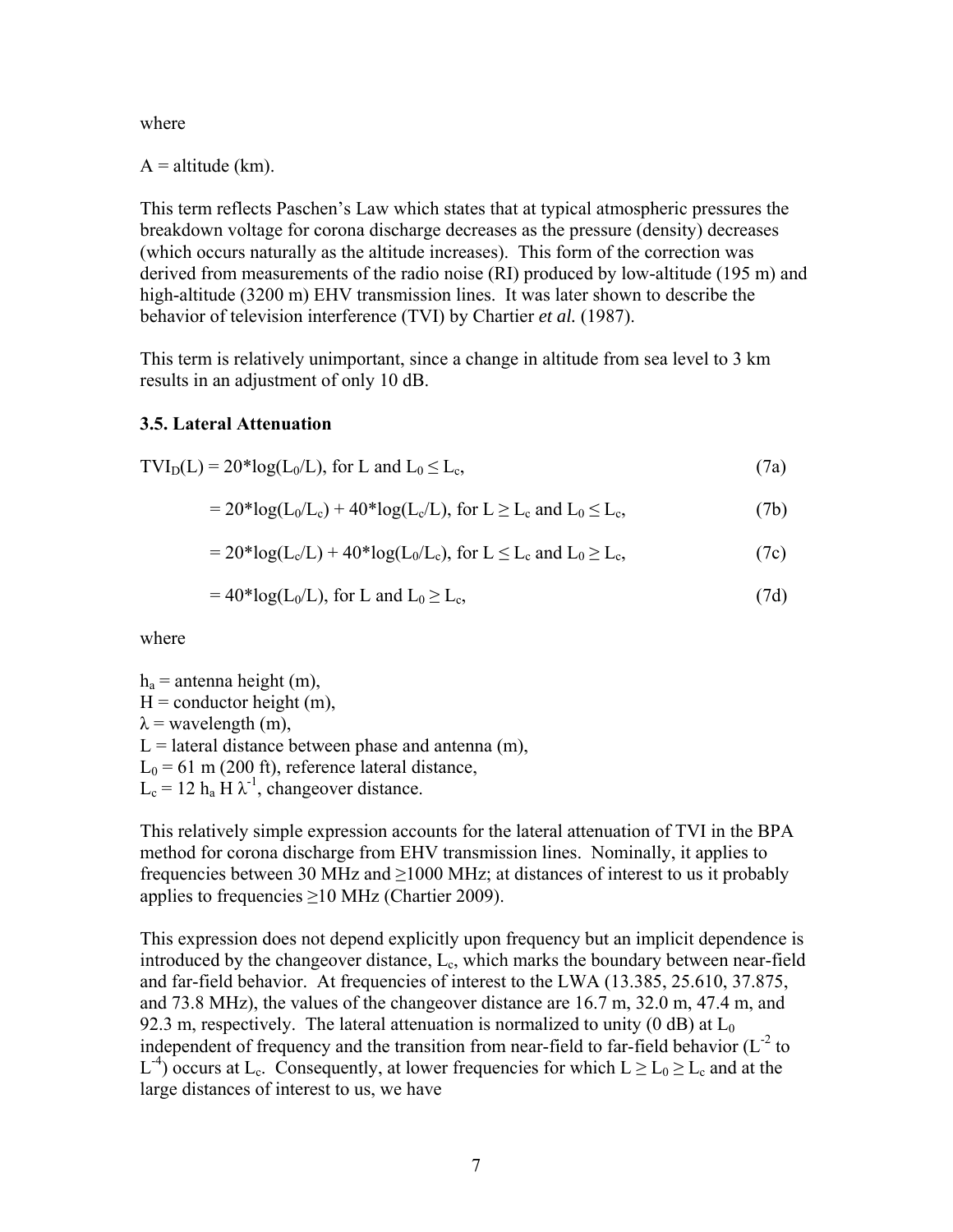where

A = altitude (km).

This term reflects Paschen's Law which states that at typical atmospheric pressures the breakdown voltage for corona discharge decreases as the pressure (density) decreases (which occurs naturally as the altitude increases). This form of the correction was derived from measurements of the radio noise (RI) produced by low-altitude (195 m) and high-altitude (3200 m) EHV transmission lines. It was later shown to describe the behavior of television interference (TVI) by Chartier *et al.* (1987).

This term is relatively unimportant, since a change in altitude from sea level to 3 km results in an adjustment of only 10 dB.

### 3.5. Lateral Attenuation

$$TVI_D(L) = 20*\log(L_0/L), \text{ for } L \text{ and } L_0 \leq L_c, \tag{7a}$$

$$= 20*\log(L_0/L_c) + 40*\log(L_c/L), \text{ for } L \geq L_c \text{ and } L_0 \leq L_c, \tag{7b}$$

$$= 20*\log(L_c/L) + 40*\log(L_0/L_c), \text{ for } L \leq L_c \text{ and } L_0 \geq L_c, \tag{7c}$$

$$= 40*\log(L_0/L), \text{ for } L \text{ and } L_0 \geq L_c, \tag{7d}$$

where

$h_a$ = antenna height (m),  
$H$ = conductor height (m),  
$\lambda$ = wavelength (m),  
$L$ = lateral distance between phase and antenna (m),  
$L_0$ = 61 m (200 ft), reference lateral distance,  
$L_c = 12\, h_a\, H\, \lambda^{-1}$, changeover distance.

This relatively simple expression accounts for the lateral attenuation of TVI in the BPA method for corona discharge from EHV transmission lines. Nominally, it applies to frequencies between 30 MHz and ≥1000 MHz; at distances of interest to us it probably applies to frequencies ≥10 MHz (Chartier 2009).

This expression does not depend explicitly upon frequency but an implicit dependence is introduced by the changeover distance, $L_c$, which marks the boundary between near-field and far-field behavior. At frequencies of interest to the LWA (13.385, 25.610, 37.875, and 73.8 MHz), the values of the changeover distance are 16.7 m, 32.0 m, 47.4 m, and 92.3 m, respectively. The lateral attenuation is normalized to unity (0 dB) at $L_0$ independent of frequency and the transition from near-field to far-field behavior ($L^{-2}$ to $L^{-4}$) occurs at $L_c$. Consequently, at lower frequencies for which $L \geq L_0 \geq L_c$ and at the large distances of interest to us, we have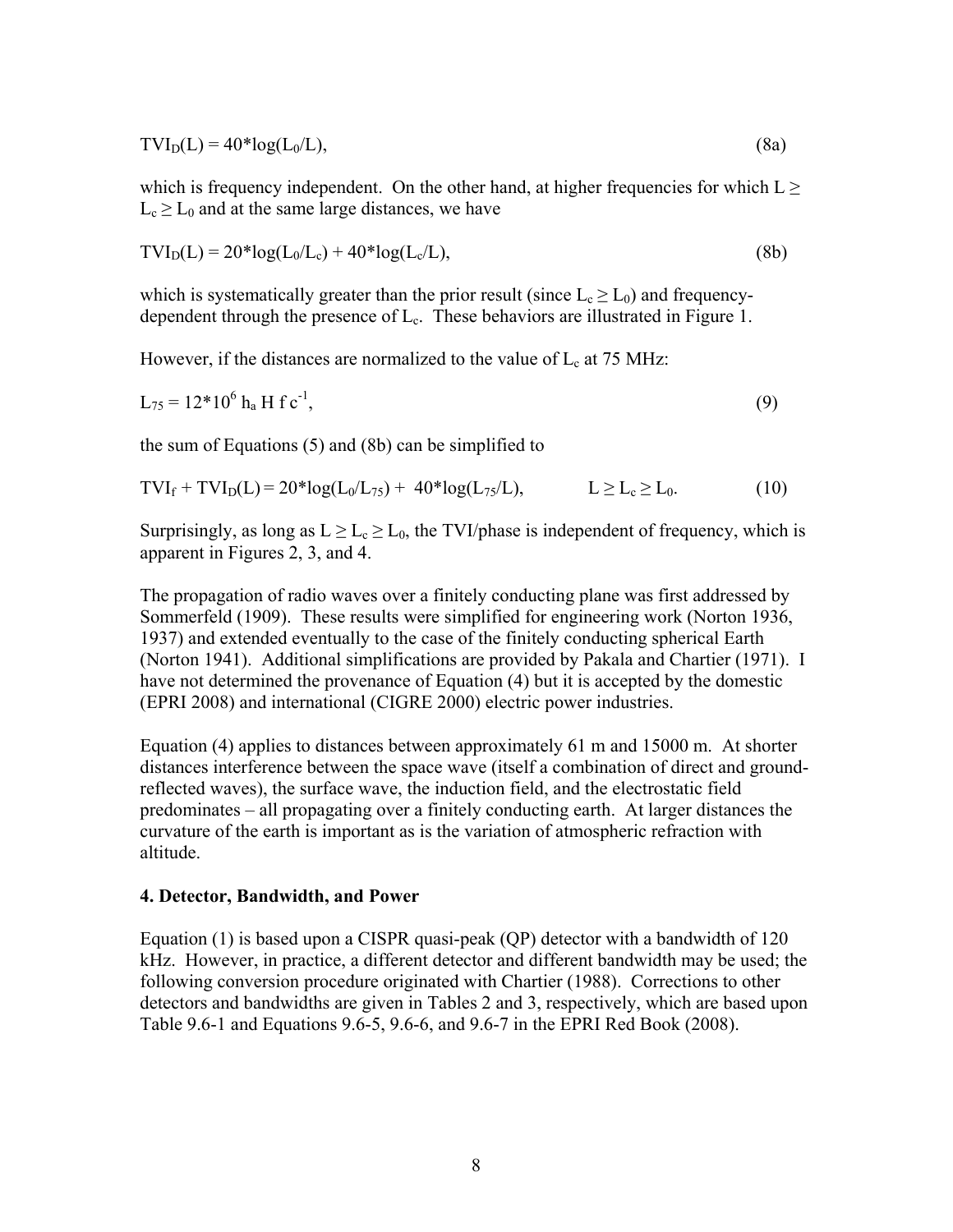$$TVI_D(L) = 40*\log(L_0/L), \tag{8a}$$

which is frequency independent. On the other hand, at higher frequencies for which $L \geq L_c \geq L_0$ and at the same large distances, we have

$$TVI_D(L) = 20*\log(L_0/L_c) + 40*\log(L_c/L), \tag{8b}$$

which is systematically greater than the prior result (since $L_c \geq L_0$) and frequency-dependent through the presence of $L_c$. These behaviors are illustrated in Figure 1.

However, if the distances are normalized to the value of $L_c$ at 75 MHz:

$$L_{75} = 12*10^6 \, h_a \, H \, f \, c^{-1}, \tag{9}$$

the sum of Equations (5) and (8b) can be simplified to

$$TVI_f + TVI_D(L) = 20*\log(L_0/L_{75}) + 40*\log(L_{75}/L), \qquad L \geq L_c \geq L_0. \tag{10}$$

Surprisingly, as long as $L \geq L_c \geq L_0$, the TVI/phase is independent of frequency, which is apparent in Figures 2, 3, and 4.

The propagation of radio waves over a finitely conducting plane was first addressed by Sommerfeld (1909). These results were simplified for engineering work (Norton 1936, 1937) and extended eventually to the case of the finitely conducting spherical Earth (Norton 1941). Additional simplifications are provided by Pakala and Chartier (1971). I have not determined the provenance of Equation (4) but it is accepted by the domestic (EPRI 2008) and international (CIGRE 2000) electric power industries.

Equation (4) applies to distances between approximately 61 m and 15000 m. At shorter distances interference between the space wave (itself a combination of direct and ground-reflected waves), the surface wave, the induction field, and the electrostatic field predominates – all propagating over a finitely conducting earth. At larger distances the curvature of the earth is important as is the variation of atmospheric refraction with altitude.

## 4. Detector, Bandwidth, and Power

Equation (1) is based upon a CISPR quasi-peak (QP) detector with a bandwidth of 120 kHz. However, in practice, a different detector and different bandwidth may be used; the following conversion procedure originated with Chartier (1988). Corrections to other detectors and bandwidths are given in Tables 2 and 3, respectively, which are based upon Table 9.6-1 and Equations 9.6-5, 9.6-6, and 9.6-7 in the EPRI Red Book (2008).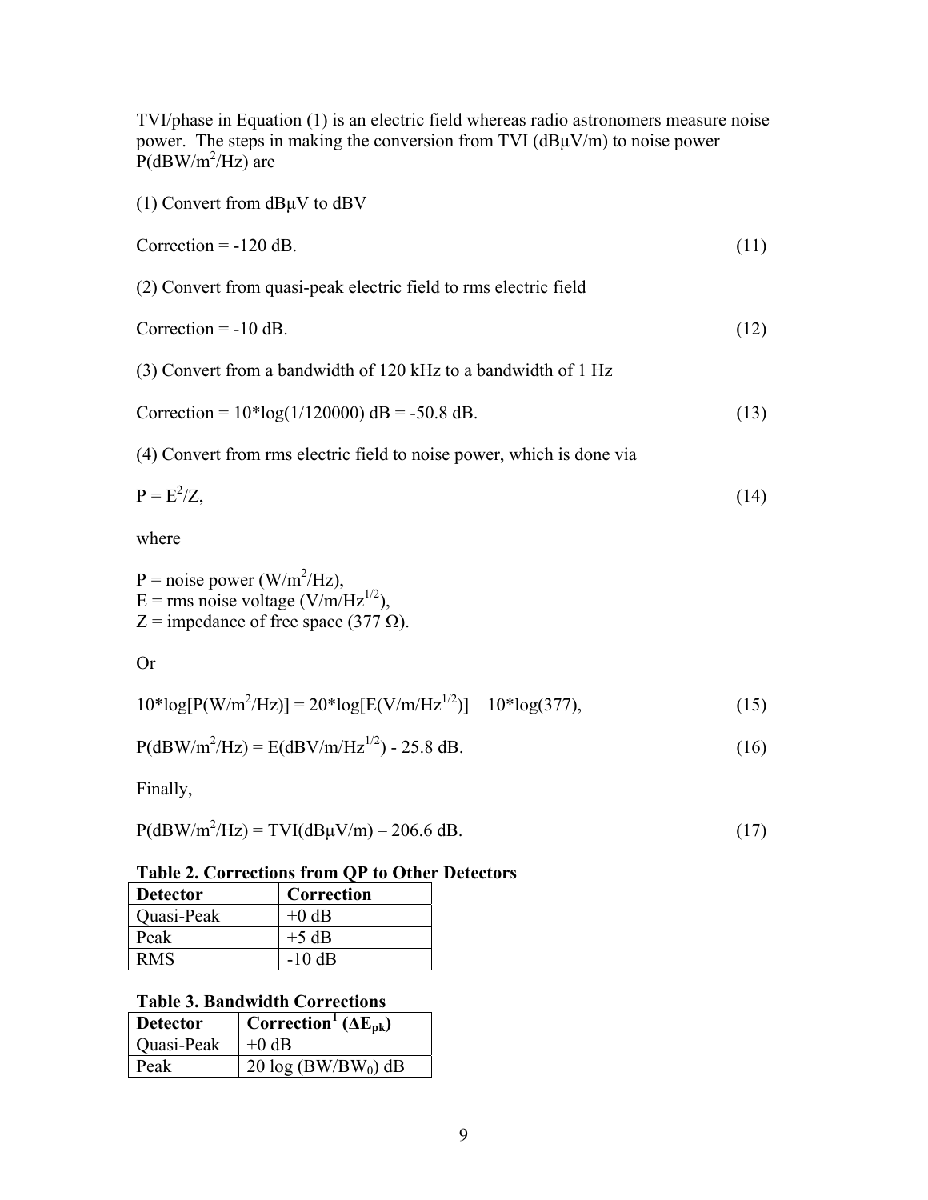TVI/phase in Equation (1) is an electric field whereas radio astronomers measure noise power. The steps in making the conversion from TVI (dBμV/m) to noise power P(dBW/m$^2$/Hz) are

(1) Convert from dBμV to dBV

$$\text{Correction} = -120 \text{ dB}. \tag{11}$$

(2) Convert from quasi-peak electric field to rms electric field

$$\text{Correction} = -10 \text{ dB}. \tag{12}$$

(3) Convert from a bandwidth of 120 kHz to a bandwidth of 1 Hz

$$\text{Correction} = 10*\log(1/120000) \text{ dB} = -50.8 \text{ dB}. \tag{13}$$

(4) Convert from rms electric field to noise power, which is done via

$$P = E^2/Z, \tag{14}$$

where

P = noise power (W/m$^2$/Hz),
E = rms noise voltage (V/m/Hz$^{1/2}$),
Z = impedance of free space (377 Ω).

Or

$$10*\log[P(\text{W/m}^2\text{/Hz})] = 20*\log[E(\text{V/m/Hz}^{1/2})] - 10*\log(377), \tag{15}$$

$$P(\text{dBW/m}^2\text{/Hz}) = E(\text{dBV/m/Hz}^{1/2}) - 25.8 \text{ dB}. \tag{16}$$

Finally,

$$P(\text{dBW/m}^2\text{/Hz}) = \text{TVI}(\text{dB}\mu\text{V/m}) - 206.6 \text{ dB}. \tag{17}$$

**Table 2. Corrections from QP to Other Detectors**

| **Detector** | **Correction** |
|---|---|
| Quasi-Peak | +0 dB |
| Peak | +5 dB |
| RMS | -10 dB |

**Table 3. Bandwidth Corrections**

| **Detector** | **Correction[1] ($\Delta E_{pk}$)** |
|---|---|
| Quasi-Peak | +0 dB |
| Peak | 20 log ($BW/BW_0$) dB |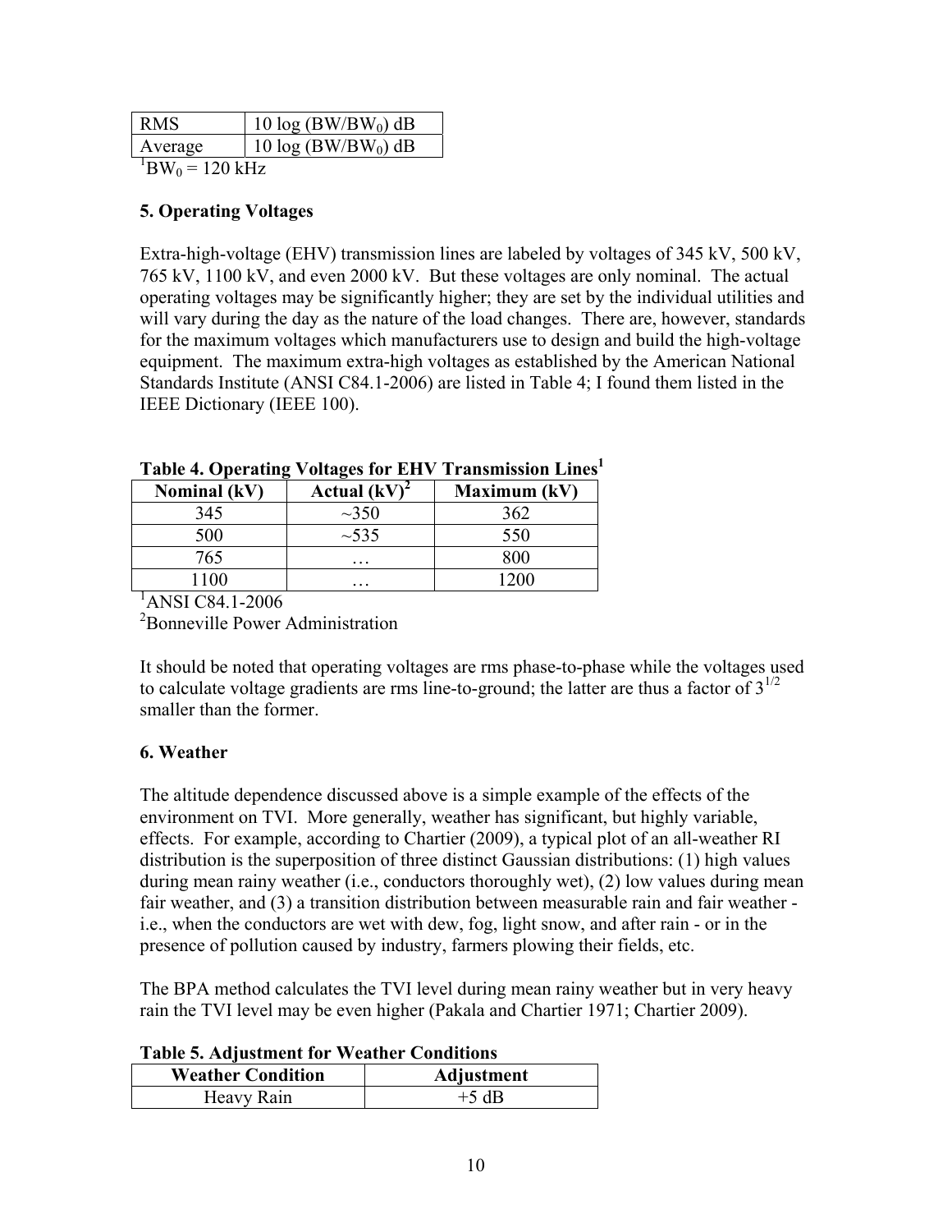| RMS | $10 \log (BW/BW_0)$ dB |
| --- | --- |
| Average | $10 \log (BW/BW_0)$ dB |

[1]$BW_0$ = 120 kHz

**5. Operating Voltages**

Extra-high-voltage (EHV) transmission lines are labeled by voltages of 345 kV, 500 kV, 765 kV, 1100 kV, and even 2000 kV. But these voltages are only nominal. The actual operating voltages may be significantly higher; they are set by the individual utilities and will vary during the day as the nature of the load changes. There are, however, standards for the maximum voltages which manufacturers use to design and build the high-voltage equipment. The maximum extra-high voltages as established by the American National Standards Institute (ANSI C84.1-2006) are listed in Table 4; I found them listed in the IEEE Dictionary (IEEE 100).

**Table 4. Operating Voltages for EHV Transmission Lines[1]**

| Nominal (kV) | Actual (kV)[2] | Maximum (kV) |
| --- | --- | --- |
| 345 | ~350 | 362 |
| 500 | ~535 | 550 |
| 765 | … | 800 |
| 1100 | … | 1200 |

[1]ANSI C84.1-2006

[2]Bonneville Power Administration

It should be noted that operating voltages are rms phase-to-phase while the voltages used to calculate voltage gradients are rms line-to-ground; the latter are thus a factor of $3^{1/2}$ smaller than the former.

**6. Weather**

The altitude dependence discussed above is a simple example of the effects of the environment on TVI. More generally, weather has significant, but highly variable, effects. For example, according to Chartier (2009), a typical plot of an all-weather RI distribution is the superposition of three distinct Gaussian distributions: (1) high values during mean rainy weather (i.e., conductors thoroughly wet), (2) low values during mean fair weather, and (3) a transition distribution between measurable rain and fair weather - i.e., when the conductors are wet with dew, fog, light snow, and after rain - or in the presence of pollution caused by industry, farmers plowing their fields, etc.

The BPA method calculates the TVI level during mean rainy weather but in very heavy rain the TVI level may be even higher (Pakala and Chartier 1971; Chartier 2009).

**Table 5. Adjustment for Weather Conditions**

| Weather Condition | Adjustment |
| --- | --- |
| Heavy Rain | +5 dB |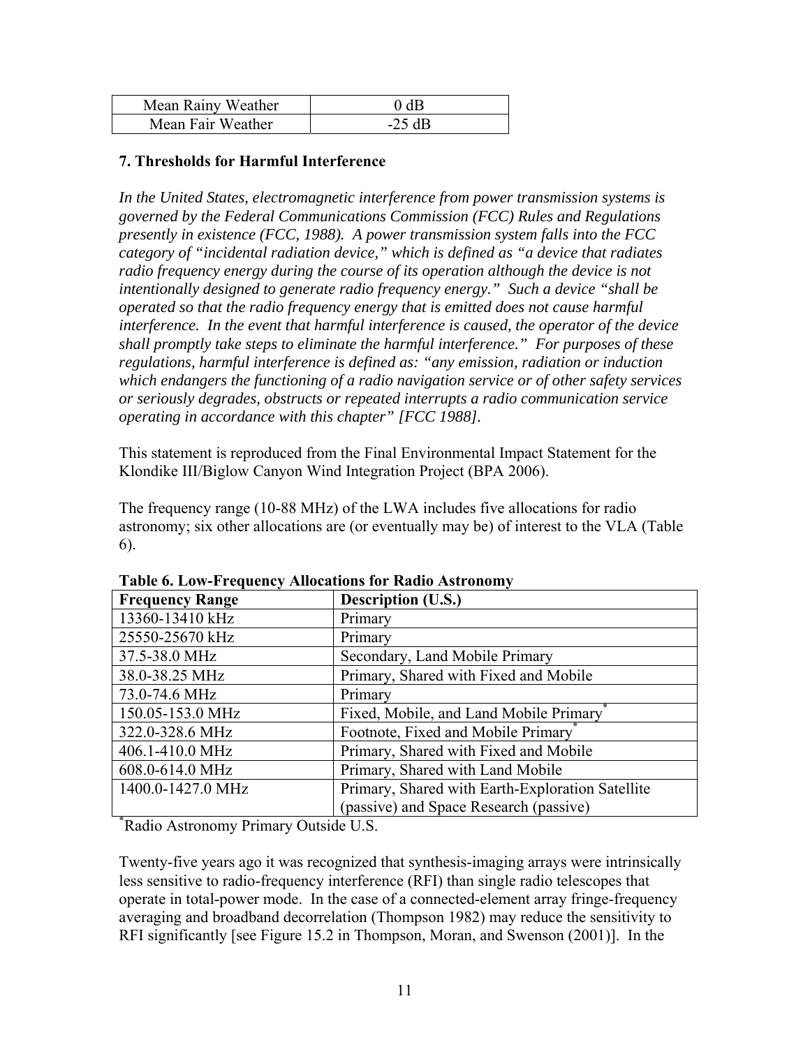| Mean Rainy Weather | 0 dB |
| --- | --- |
| Mean Fair Weather | -25 dB |

### 7. Thresholds for Harmful Interference

*In the United States, electromagnetic interference from power transmission systems is governed by the Federal Communications Commission (FCC) Rules and Regulations presently in existence (FCC, 1988). A power transmission system falls into the FCC category of "incidental radiation device," which is defined as "a device that radiates radio frequency energy during the course of its operation although the device is not intentionally designed to generate radio frequency energy." Such a device "shall be operated so that the radio frequency energy that is emitted does not cause harmful interference. In the event that harmful interference is caused, the operator of the device shall promptly take steps to eliminate the harmful interference." For purposes of these regulations, harmful interference is defined as: "any emission, radiation or induction which endangers the functioning of a radio navigation service or of other safety services or seriously degrades, obstructs or repeated interrupts a radio communication service operating in accordance with this chapter" [FCC 1988].*

This statement is reproduced from the Final Environmental Impact Statement for the Klondike III/Biglow Canyon Wind Integration Project (BPA 2006).

The frequency range (10-88 MHz) of the LWA includes five allocations for radio astronomy; six other allocations are (or eventually may be) of interest to the VLA (Table 6).

**Table 6. Low-Frequency Allocations for Radio Astronomy**

| Frequency Range | Description (U.S.) |
| --- | --- |
| 13360-13410 kHz | Primary |
| 25550-25670 kHz | Primary |
| 37.5-38.0 MHz | Secondary, Land Mobile Primary |
| 38.0-38.25 MHz | Primary, Shared with Fixed and Mobile |
| 73.0-74.6 MHz | Primary |
| 150.05-153.0 MHz | Fixed, Mobile, and Land Mobile Primary* |
| 322.0-328.6 MHz | Footnote, Fixed and Mobile Primary* |
| 406.1-410.0 MHz | Primary, Shared with Fixed and Mobile |
| 608.0-614.0 MHz | Primary, Shared with Land Mobile |
| 1400.0-1427.0 MHz | Primary, Shared with Earth-Exploration Satellite (passive) and Space Research (passive) |

*Radio Astronomy Primary Outside U.S.

Twenty-five years ago it was recognized that synthesis-imaging arrays were intrinsically less sensitive to radio-frequency interference (RFI) than single radio telescopes that operate in total-power mode. In the case of a connected-element array fringe-frequency averaging and broadband decorrelation (Thompson 1982) may reduce the sensitivity to RFI significantly [see Figure 15.2 in Thompson, Moran, and Swenson (2001)]. In the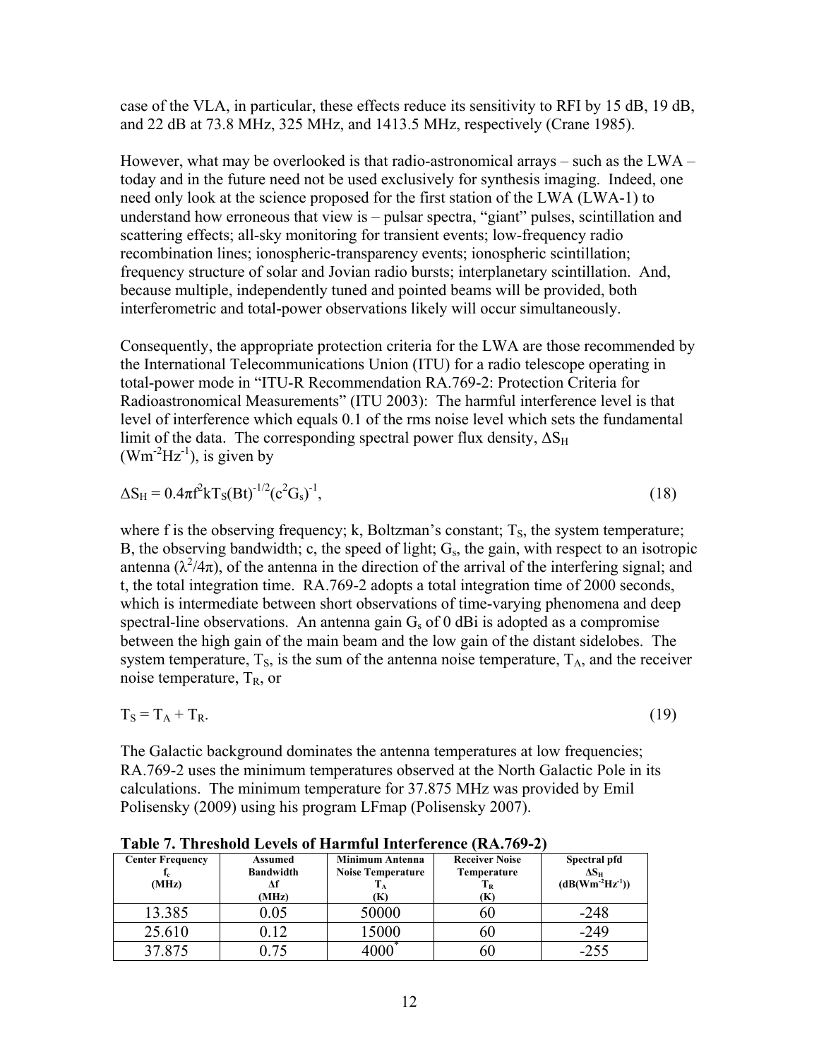case of the VLA, in particular, these effects reduce its sensitivity to RFI by 15 dB, 19 dB, and 22 dB at 73.8 MHz, 325 MHz, and 1413.5 MHz, respectively (Crane 1985).

However, what may be overlooked is that radio-astronomical arrays – such as the LWA – today and in the future need not be used exclusively for synthesis imaging. Indeed, one need only look at the science proposed for the first station of the LWA (LWA-1) to understand how erroneous that view is – pulsar spectra, "giant" pulses, scintillation and scattering effects; all-sky monitoring for transient events; low-frequency radio recombination lines; ionospheric-transparency events; ionospheric scintillation; frequency structure of solar and Jovian radio bursts; interplanetary scintillation. And, because multiple, independently tuned and pointed beams will be provided, both interferometric and total-power observations likely will occur simultaneously.

Consequently, the appropriate protection criteria for the LWA are those recommended by the International Telecommunications Union (ITU) for a radio telescope operating in total-power mode in "ITU-R Recommendation RA.769-2: Protection Criteria for Radioastronomical Measurements" (ITU 2003): The harmful interference level is that level of interference which equals 0.1 of the rms noise level which sets the fundamental limit of the data. The corresponding spectral power flux density, $\Delta S_H$ ($Wm^{-2}Hz^{-1}$), is given by

$$\Delta S_H = 0.4\pi f^2 k T_S (Bt)^{-1/2} (c^2 G_s)^{-1}, \tag{18}$$

where f is the observing frequency; k, Boltzman's constant; $T_S$, the system temperature; B, the observing bandwidth; c, the speed of light; $G_s$, the gain, with respect to an isotropic antenna ($\lambda^2/4\pi$), of the antenna in the direction of the arrival of the interfering signal; and t, the total integration time. RA.769-2 adopts a total integration time of 2000 seconds, which is intermediate between short observations of time-varying phenomena and deep spectral-line observations. An antenna gain $G_s$ of 0 dBi is adopted as a compromise between the high gain of the main beam and the low gain of the distant sidelobes. The system temperature, $T_S$, is the sum of the antenna noise temperature, $T_A$, and the receiver noise temperature, $T_R$, or

$$T_S = T_A + T_R. \tag{19}$$

The Galactic background dominates the antenna temperatures at low frequencies; RA.769-2 uses the minimum temperatures observed at the North Galactic Pole in its calculations. The minimum temperature for 37.875 MHz was provided by Emil Polisensky (2009) using his program LFmap (Polisensky 2007).

**Table 7. Threshold Levels of Harmful Interference (RA.769-2)**

| Center Frequency $f_c$ (MHz) | Assumed Bandwidth $\Delta f$ (MHz) | Minimum Antenna Noise Temperature $T_A$ (K) | Receiver Noise Temperature $T_R$ (K) | Spectral pfd $\Delta S_H$ ($dB(Wm^{-2}Hz^{-1})$) |
|---|---|---|---|---|
| 13.385 | 0.05 | 50000 | 60 | -248 |
| 25.610 | 0.12 | 15000 | 60 | -249 |
| 37.875 | 0.75 | 4000* | 60 | -255 |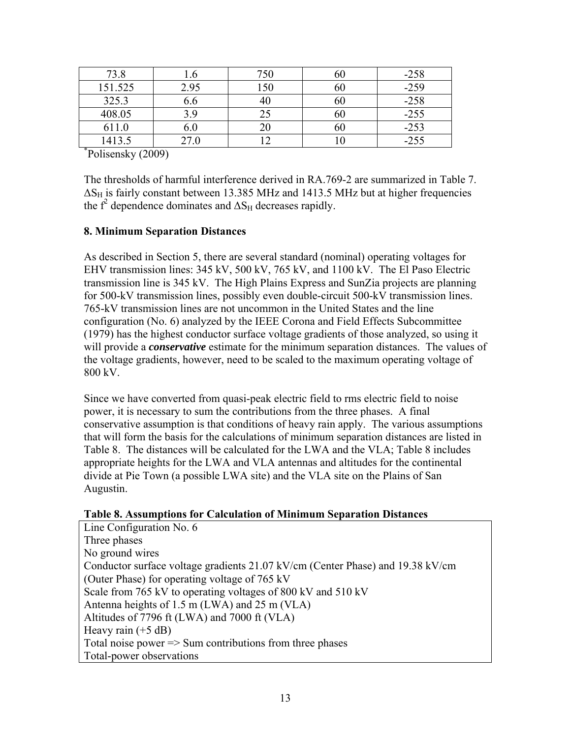| 73.8 | 1.6 | 750 | 60 | -258 |
|---|---|---|---|---|
| 151.525 | 2.95 | 150 | 60 | -259 |
| 325.3 | 6.6 | 40 | 60 | -258 |
| 408.05 | 3.9 | 25 | 60 | -255 |
| 611.0 | 6.0 | 20 | 60 | -253 |
| 1413.5 | 27.0 | 12 | 10 | -255 |

*Polisensky (2009)

The thresholds of harmful interference derived in RA.769-2 are summarized in Table 7. $\Delta S_H$ is fairly constant between 13.385 MHz and 1413.5 MHz but at higher frequencies the $f^2$ dependence dominates and $\Delta S_H$ decreases rapidly.

### 8. Minimum Separation Distances

As described in Section 5, there are several standard (nominal) operating voltages for EHV transmission lines: 345 kV, 500 kV, 765 kV, and 1100 kV. The El Paso Electric transmission line is 345 kV. The High Plains Express and SunZia projects are planning for 500-kV transmission lines, possibly even double-circuit 500-kV transmission lines. 765-kV transmission lines are not uncommon in the United States and the line configuration (No. 6) analyzed by the IEEE Corona and Field Effects Subcommittee (1979) has the highest conductor surface voltage gradients of those analyzed, so using it will provide a ***conservative*** estimate for the minimum separation distances. The values of the voltage gradients, however, need to be scaled to the maximum operating voltage of 800 kV.

Since we have converted from quasi-peak electric field to rms electric field to noise power, it is necessary to sum the contributions from the three phases. A final conservative assumption is that conditions of heavy rain apply. The various assumptions that will form the basis for the calculations of minimum separation distances are listed in Table 8. The distances will be calculated for the LWA and the VLA; Table 8 includes appropriate heights for the LWA and VLA antennas and altitudes for the continental divide at Pie Town (a possible LWA site) and the VLA site on the Plains of San Augustin.

**Table 8. Assumptions for Calculation of Minimum Separation Distances**

| |
|---|
| Line Configuration No. 6 |
| Three phases |
| No ground wires |
| Conductor surface voltage gradients 21.07 kV/cm (Center Phase) and 19.38 kV/cm (Outer Phase) for operating voltage of 765 kV |
| Scale from 765 kV to operating voltages of 800 kV and 510 kV |
| Antenna heights of 1.5 m (LWA) and 25 m (VLA) |
| Altitudes of 7796 ft (LWA) and 7000 ft (VLA) |
| Heavy rain (+5 dB) |
| Total noise power => Sum contributions from three phases |
| Total-power observations |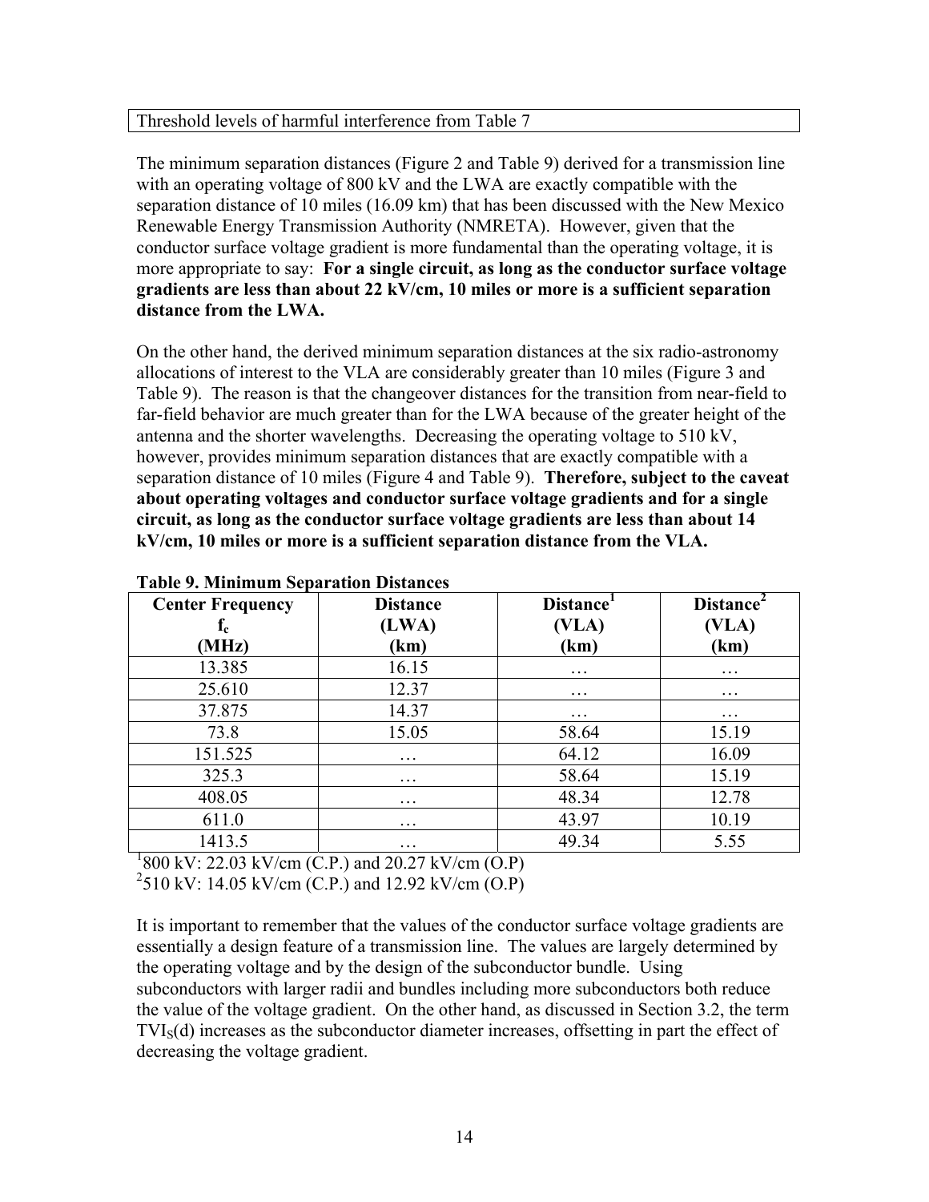| Threshold levels of harmful interference from Table 7 |
|---|

The minimum separation distances (Figure 2 and Table 9) derived for a transmission line with an operating voltage of 800 kV and the LWA are exactly compatible with the separation distance of 10 miles (16.09 km) that has been discussed with the New Mexico Renewable Energy Transmission Authority (NMRETA). However, given that the conductor surface voltage gradient is more fundamental than the operating voltage, it is more appropriate to say: **For a single circuit, as long as the conductor surface voltage gradients are less than about 22 kV/cm, 10 miles or more is a sufficient separation distance from the LWA.**

On the other hand, the derived minimum separation distances at the six radio-astronomy allocations of interest to the VLA are considerably greater than 10 miles (Figure 3 and Table 9). The reason is that the changeover distances for the transition from near-field to far-field behavior are much greater than for the LWA because of the greater height of the antenna and the shorter wavelengths. Decreasing the operating voltage to 510 kV, however, provides minimum separation distances that are exactly compatible with a separation distance of 10 miles (Figure 4 and Table 9). **Therefore, subject to the caveat about operating voltages and conductor surface voltage gradients and for a single circuit, as long as the conductor surface voltage gradients are less than about 14 kV/cm, 10 miles or more is a sufficient separation distance from the VLA.**

**Table 9. Minimum Separation Distances**

| Center Frequency $f_c$ (MHz) | Distance (LWA) (km) | Distance[1] (VLA) (km) | Distance[2] (VLA) (km) |
|---|---|---|---|
| 13.385 | 16.15 | … | … |
| 25.610 | 12.37 | … | … |
| 37.875 | 14.37 | … | … |
| 73.8 | 15.05 | 58.64 | 15.19 |
| 151.525 | … | 64.12 | 16.09 |
| 325.3 | … | 58.64 | 15.19 |
| 408.05 | … | 48.34 | 12.78 |
| 611.0 | … | 43.97 | 10.19 |
| 1413.5 | … | 49.34 | 5.55 |

[1] 800 kV: 22.03 kV/cm (C.P.) and 20.27 kV/cm (O.P)
[2] 510 kV: 14.05 kV/cm (C.P.) and 12.92 kV/cm (O.P)

It is important to remember that the values of the conductor surface voltage gradients are essentially a design feature of a transmission line. The values are largely determined by the operating voltage and by the design of the subconductor bundle. Using subconductors with larger radii and bundles including more subconductors both reduce the value of the voltage gradient. On the other hand, as discussed in Section 3.2, the term $TVI_S(d)$ increases as the subconductor diameter increases, offsetting in part the effect of decreasing the voltage gradient.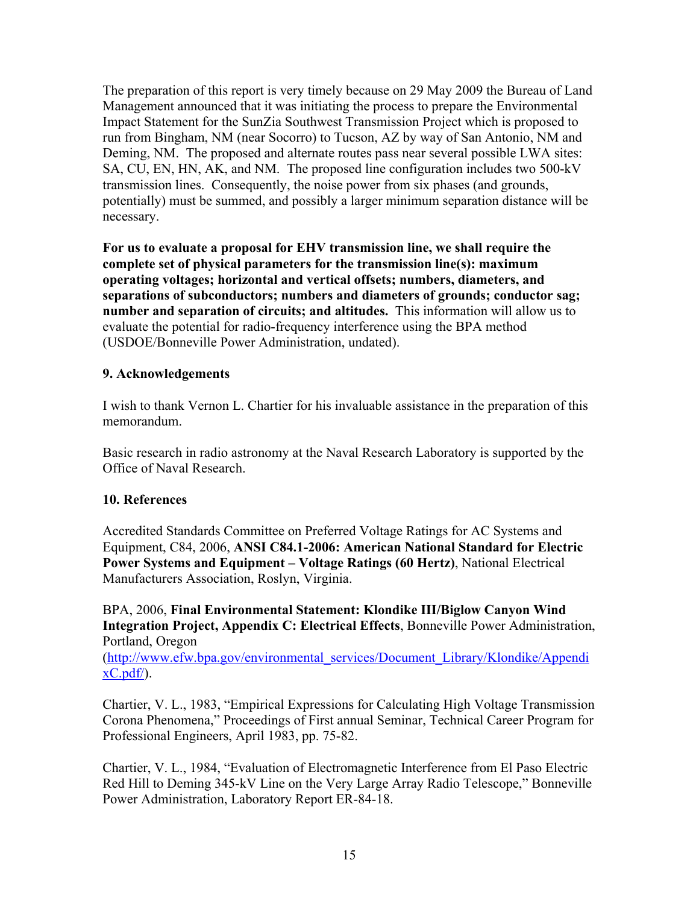The preparation of this report is very timely because on 29 May 2009 the Bureau of Land Management announced that it was initiating the process to prepare the Environmental Impact Statement for the SunZia Southwest Transmission Project which is proposed to run from Bingham, NM (near Socorro) to Tucson, AZ by way of San Antonio, NM and Deming, NM. The proposed and alternate routes pass near several possible LWA sites: SA, CU, EN, HN, AK, and NM. The proposed line configuration includes two 500-kV transmission lines. Consequently, the noise power from six phases (and grounds, potentially) must be summed, and possibly a larger minimum separation distance will be necessary.

**For us to evaluate a proposal for EHV transmission line, we shall require the complete set of physical parameters for the transmission line(s): maximum operating voltages; horizontal and vertical offsets; numbers, diameters, and separations of subconductors; numbers and diameters of grounds; conductor sag; number and separation of circuits; and altitudes.** This information will allow us to evaluate the potential for radio-frequency interference using the BPA method (USDOE/Bonneville Power Administration, undated).

## 9. Acknowledgements

I wish to thank Vernon L. Chartier for his invaluable assistance in the preparation of this memorandum.

Basic research in radio astronomy at the Naval Research Laboratory is supported by the Office of Naval Research.

## 10. References

Accredited Standards Committee on Preferred Voltage Ratings for AC Systems and Equipment, C84, 2006, **ANSI C84.1-2006: American National Standard for Electric Power Systems and Equipment – Voltage Ratings (60 Hertz)**, National Electrical Manufacturers Association, Roslyn, Virginia.

BPA, 2006, **Final Environmental Statement: Klondike III/Biglow Canyon Wind Integration Project, Appendix C: Electrical Effects**, Bonneville Power Administration, Portland, Oregon (http://www.efw.bpa.gov/environmental_services/Document_Library/Klondike/AppendixC.pdf/).

Chartier, V. L., 1983, "Empirical Expressions for Calculating High Voltage Transmission Corona Phenomena," Proceedings of First annual Seminar, Technical Career Program for Professional Engineers, April 1983, pp. 75-82.

Chartier, V. L., 1984, "Evaluation of Electromagnetic Interference from El Paso Electric Red Hill to Deming 345-kV Line on the Very Large Array Radio Telescope," Bonneville Power Administration, Laboratory Report ER-84-18.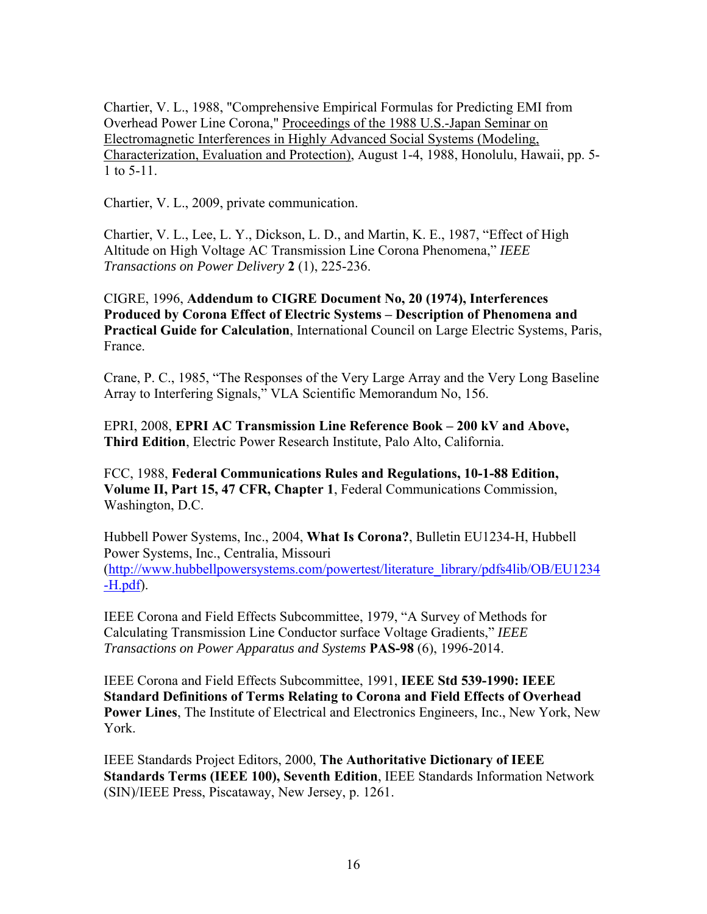Chartier, V. L., 1988, "Comprehensive Empirical Formulas for Predicting EMI from Overhead Power Line Corona," Proceedings of the 1988 U.S.-Japan Seminar on Electromagnetic Interferences in Highly Advanced Social Systems (Modeling, Characterization, Evaluation and Protection), August 1-4, 1988, Honolulu, Hawaii, pp. 5-1 to 5-11.

Chartier, V. L., 2009, private communication.

Chartier, V. L., Lee, L. Y., Dickson, L. D., and Martin, K. E., 1987, "Effect of High Altitude on High Voltage AC Transmission Line Corona Phenomena," *IEEE Transactions on Power Delivery* **2** (1), 225-236.

CIGRE, 1996, **Addendum to CIGRE Document No, 20 (1974), Interferences Produced by Corona Effect of Electric Systems – Description of Phenomena and Practical Guide for Calculation**, International Council on Large Electric Systems, Paris, France.

Crane, P. C., 1985, "The Responses of the Very Large Array and the Very Long Baseline Array to Interfering Signals," VLA Scientific Memorandum No, 156.

EPRI, 2008, **EPRI AC Transmission Line Reference Book – 200 kV and Above, Third Edition**, Electric Power Research Institute, Palo Alto, California.

FCC, 1988, **Federal Communications Rules and Regulations, 10-1-88 Edition, Volume II, Part 15, 47 CFR, Chapter 1**, Federal Communications Commission, Washington, D.C.

Hubbell Power Systems, Inc., 2004, **What Is Corona?**, Bulletin EU1234-H, Hubbell Power Systems, Inc., Centralia, Missouri (http://www.hubbellpowersystems.com/powertest/literature_library/pdfs4lib/OB/EU1234-H.pdf).

IEEE Corona and Field Effects Subcommittee, 1979, "A Survey of Methods for Calculating Transmission Line Conductor surface Voltage Gradients," *IEEE Transactions on Power Apparatus and Systems* **PAS-98** (6), 1996-2014.

IEEE Corona and Field Effects Subcommittee, 1991, **IEEE Std 539-1990: IEEE Standard Definitions of Terms Relating to Corona and Field Effects of Overhead Power Lines**, The Institute of Electrical and Electronics Engineers, Inc., New York, New York.

IEEE Standards Project Editors, 2000, **The Authoritative Dictionary of IEEE Standards Terms (IEEE 100), Seventh Edition**, IEEE Standards Information Network (SIN)/IEEE Press, Piscataway, New Jersey, p. 1261.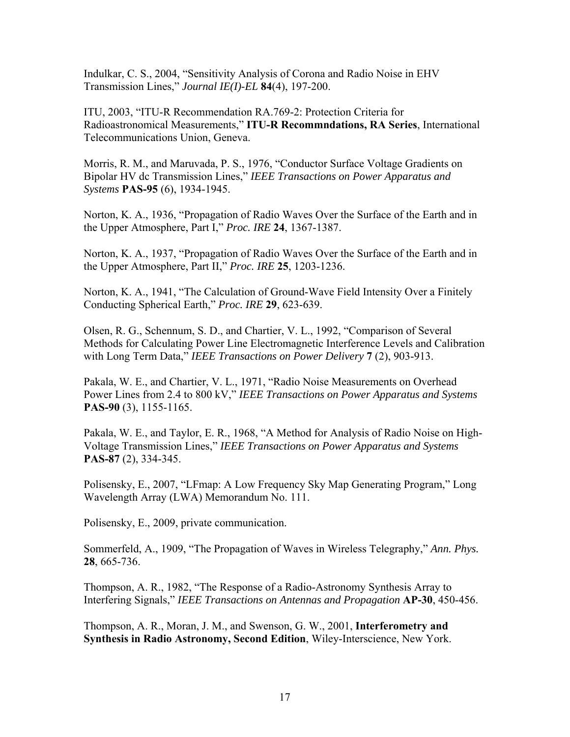Indulkar, C. S., 2004, "Sensitivity Analysis of Corona and Radio Noise in EHV Transmission Lines," *Journal IE(I)-EL* **84**(4), 197-200.

ITU, 2003, "ITU-R Recommendation RA.769-2: Protection Criteria for Radioastronomical Measurements," **ITU-R Recommndations, RA Series**, International Telecommunications Union, Geneva.

Morris, R. M., and Maruvada, P. S., 1976, "Conductor Surface Voltage Gradients on Bipolar HV dc Transmission Lines," *IEEE Transactions on Power Apparatus and Systems* **PAS-95** (6), 1934-1945.

Norton, K. A., 1936, "Propagation of Radio Waves Over the Surface of the Earth and in the Upper Atmosphere, Part I," *Proc. IRE* **24**, 1367-1387.

Norton, K. A., 1937, "Propagation of Radio Waves Over the Surface of the Earth and in the Upper Atmosphere, Part II," *Proc. IRE* **25**, 1203-1236.

Norton, K. A., 1941, "The Calculation of Ground-Wave Field Intensity Over a Finitely Conducting Spherical Earth," *Proc. IRE* **29**, 623-639.

Olsen, R. G., Schennum, S. D., and Chartier, V. L., 1992, "Comparison of Several Methods for Calculating Power Line Electromagnetic Interference Levels and Calibration with Long Term Data," *IEEE Transactions on Power Delivery* **7** (2), 903-913.

Pakala, W. E., and Chartier, V. L., 1971, "Radio Noise Measurements on Overhead Power Lines from 2.4 to 800 kV," *IEEE Transactions on Power Apparatus and Systems* **PAS-90** (3), 1155-1165.

Pakala, W. E., and Taylor, E. R., 1968, "A Method for Analysis of Radio Noise on High-Voltage Transmission Lines," *IEEE Transactions on Power Apparatus and Systems* **PAS-87** (2), 334-345.

Polisensky, E., 2007, "LFmap: A Low Frequency Sky Map Generating Program," Long Wavelength Array (LWA) Memorandum No. 111.

Polisensky, E., 2009, private communication.

Sommerfeld, A., 1909, "The Propagation of Waves in Wireless Telegraphy," *Ann. Phys.* **28**, 665-736.

Thompson, A. R., 1982, "The Response of a Radio-Astronomy Synthesis Array to Interfering Signals," *IEEE Transactions on Antennas and Propagation* **AP-30**, 450-456.

Thompson, A. R., Moran, J. M., and Swenson, G. W., 2001, **Interferometry and Synthesis in Radio Astronomy, Second Edition**, Wiley-Interscience, New York.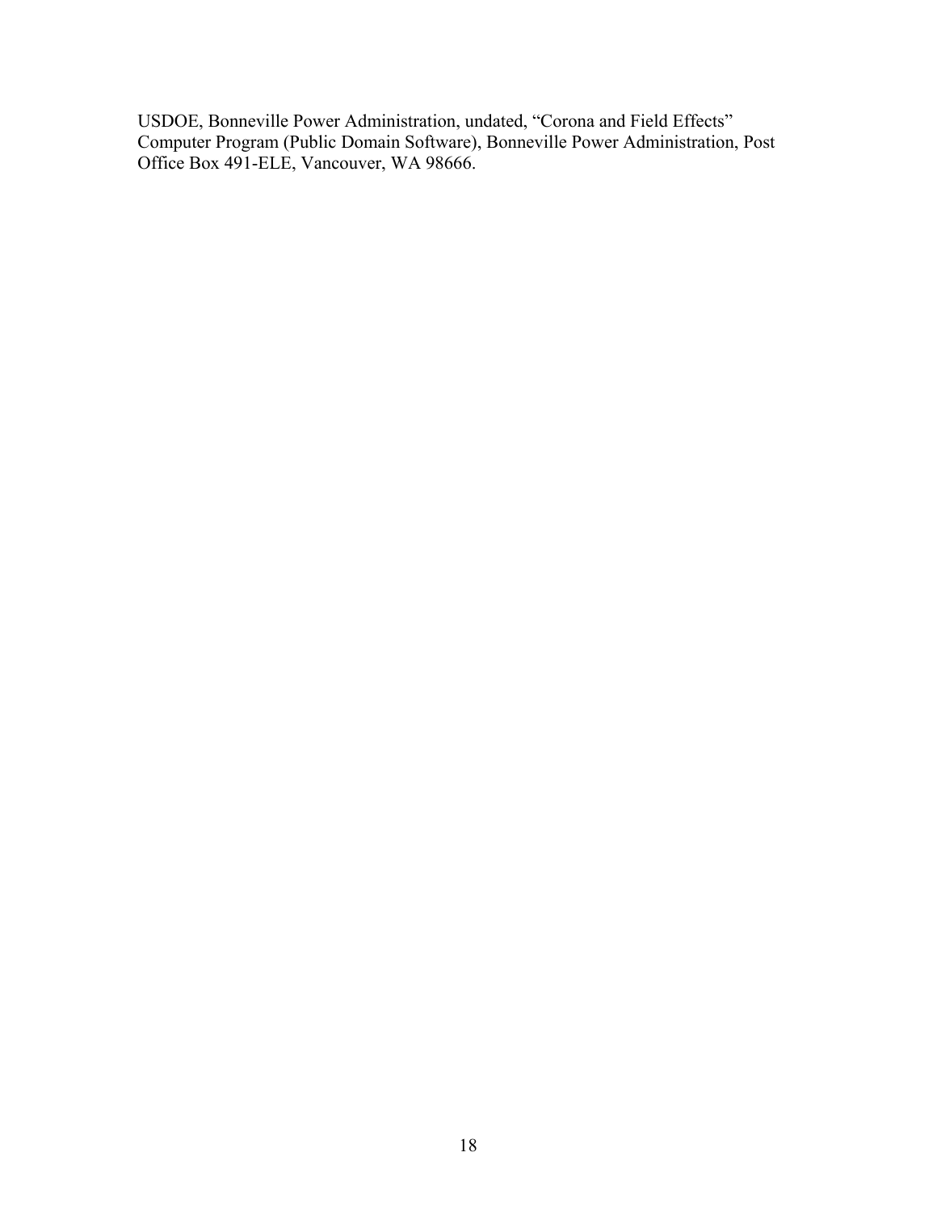USDOE, Bonneville Power Administration, undated, “Corona and Field Effects” Computer Program (Public Domain Software), Bonneville Power Administration, Post Office Box 491-ELE, Vancouver, WA 98666.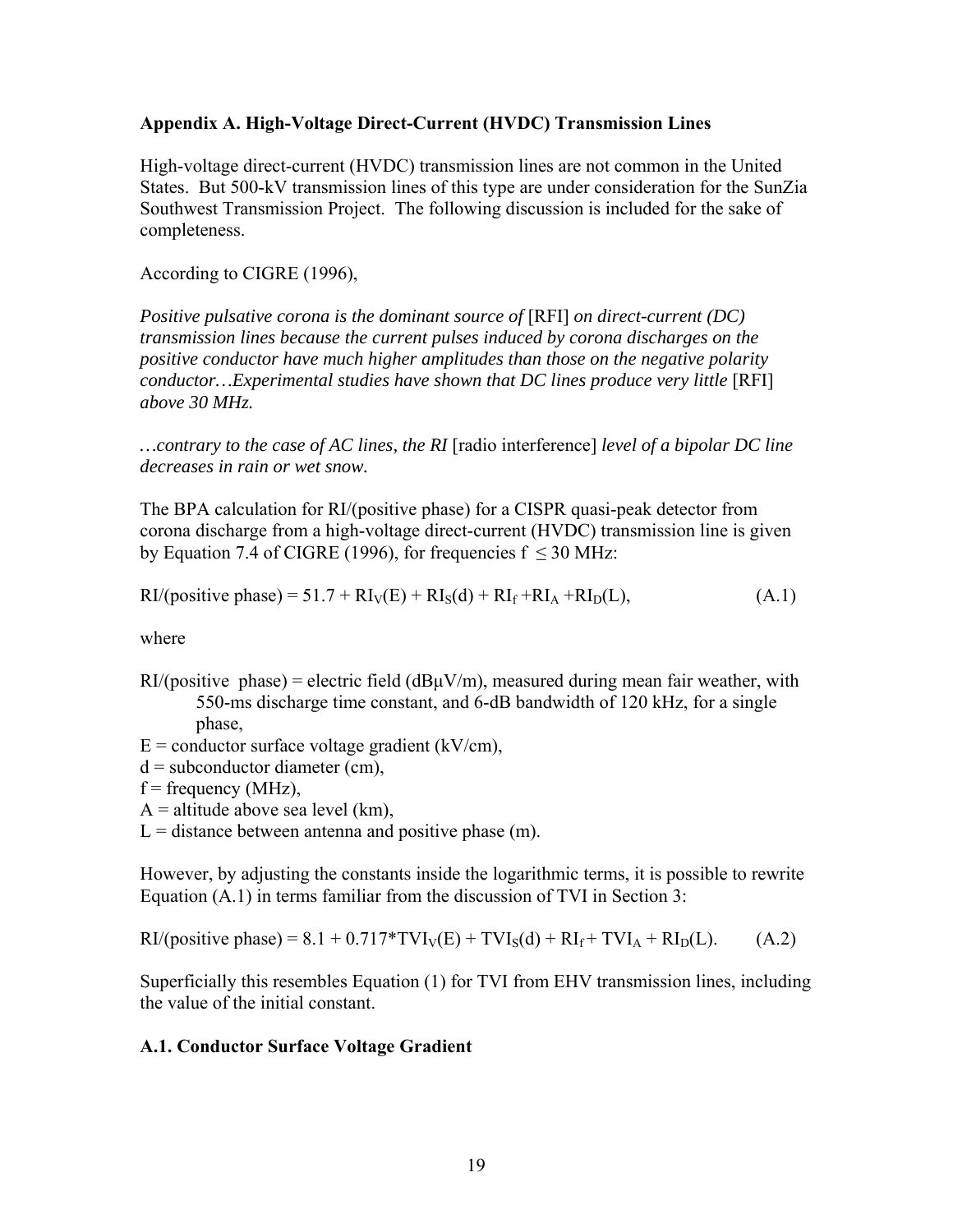## Appendix A. High-Voltage Direct-Current (HVDC) Transmission Lines

High-voltage direct-current (HVDC) transmission lines are not common in the United States. But 500-kV transmission lines of this type are under consideration for the SunZia Southwest Transmission Project. The following discussion is included for the sake of completeness.

According to CIGRE (1996),

*Positive pulsative corona is the dominant source of* [RFI] *on direct-current (DC) transmission lines because the current pulses induced by corona discharges on the positive conductor have much higher amplitudes than those on the negative polarity conductor…Experimental studies have shown that DC lines produce very little* [RFI] *above 30 MHz.*

*…contrary to the case of AC lines, the RI* [radio interference] *level of a bipolar DC line decreases in rain or wet snow.*

The BPA calculation for RI/(positive phase) for a CISPR quasi-peak detector from corona discharge from a high-voltage direct-current (HVDC) transmission line is given by Equation 7.4 of CIGRE (1996), for frequencies $f \leq 30$ MHz:

$$\text{RI/(positive phase)} = 51.7 + RI_V(E) + RI_S(d) + RI_f + RI_A + RI_D(L), \qquad \text{(A.1)}$$

where

- RI/(positive phase) = electric field (dBμV/m), measured during mean fair weather, with 550-ms discharge time constant, and 6-dB bandwidth of 120 kHz, for a single phase,
- $E$ = conductor surface voltage gradient (kV/cm),
- $d$ = subconductor diameter (cm),
- $f$ = frequency (MHz),
- $A$ = altitude above sea level (km),
- $L$ = distance between antenna and positive phase (m).

However, by adjusting the constants inside the logarithmic terms, it is possible to rewrite Equation (A.1) in terms familiar from the discussion of TVI in Section 3:

$$\text{RI/(positive phase)} = 8.1 + 0.717 * TVI_V(E) + TVI_S(d) + RI_f + TVI_A + RI_D(L). \qquad \text{(A.2)}$$

Superficially this resembles Equation (1) for TVI from EHV transmission lines, including the value of the initial constant.

### A.1. Conductor Surface Voltage Gradient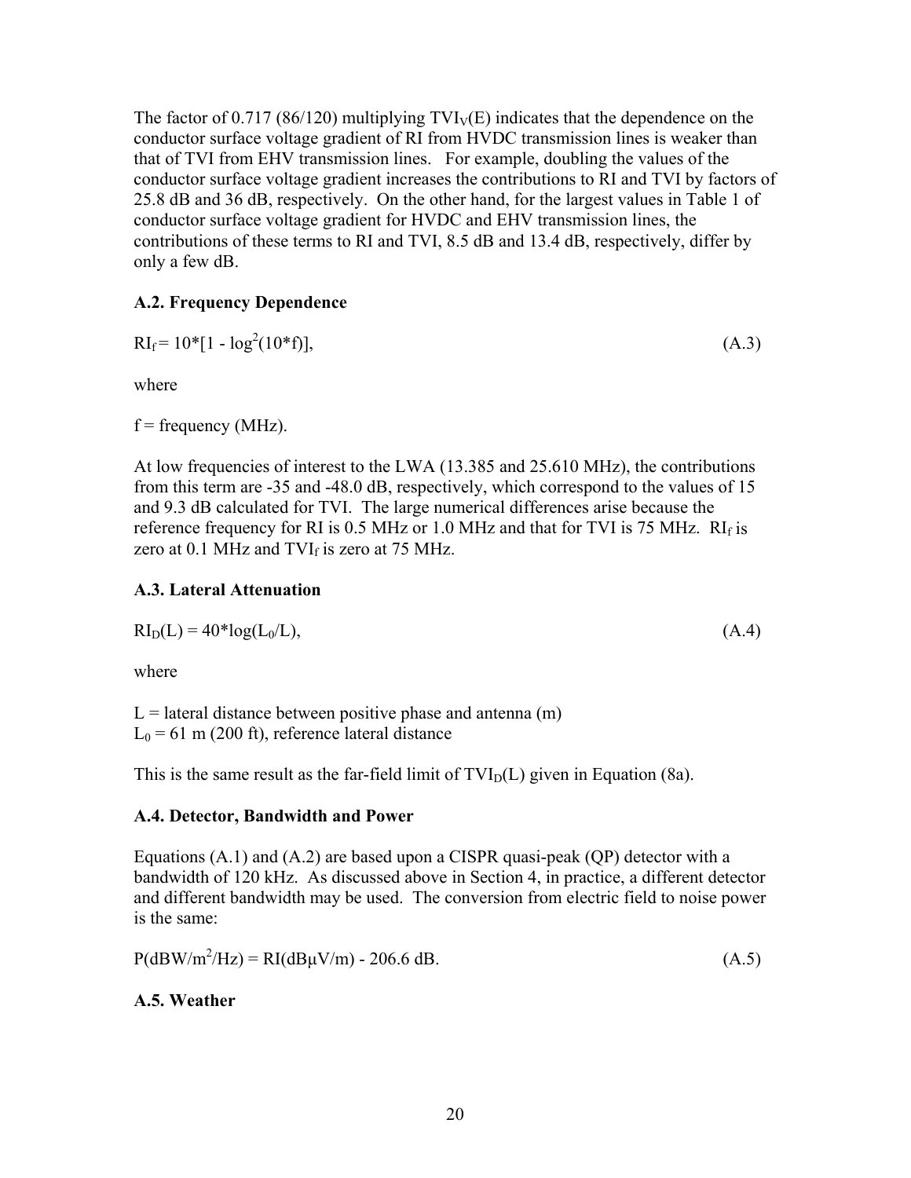The factor of 0.717 (86/120) multiplying $TVI_V(E)$ indicates that the dependence on the conductor surface voltage gradient of RI from HVDC transmission lines is weaker than that of TVI from EHV transmission lines. For example, doubling the values of the conductor surface voltage gradient increases the contributions to RI and TVI by factors of 25.8 dB and 36 dB, respectively. On the other hand, for the largest values in Table 1 of conductor surface voltage gradient for HVDC and EHV transmission lines, the contributions of these terms to RI and TVI, 8.5 dB and 13.4 dB, respectively, differ by only a few dB.

### A.2. Frequency Dependence

$$RI_f = 10*[1 - \log^2(10*f)], \tag{A.3}$$

where

f = frequency (MHz).

At low frequencies of interest to the LWA (13.385 and 25.610 MHz), the contributions from this term are -35 and -48.0 dB, respectively, which correspond to the values of 15 and 9.3 dB calculated for TVI. The large numerical differences arise because the reference frequency for RI is 0.5 MHz or 1.0 MHz and that for TVI is 75 MHz. $RI_f$ is zero at 0.1 MHz and $TVI_f$ is zero at 75 MHz.

### A.3. Lateral Attenuation

$$RI_D(L) = 40*\log(L_0/L), \tag{A.4}$$

where

L = lateral distance between positive phase and antenna (m)
$L_0$ = 61 m (200 ft), reference lateral distance

This is the same result as the far-field limit of $TVI_D(L)$ given in Equation (8a).

### A.4. Detector, Bandwidth and Power

Equations (A.1) and (A.2) are based upon a CISPR quasi-peak (QP) detector with a bandwidth of 120 kHz. As discussed above in Section 4, in practice, a different detector and different bandwidth may be used. The conversion from electric field to noise power is the same:

$$P(\text{dBW/m}^2\text{/Hz}) = RI(\text{dB}\mu\text{V/m}) - 206.6 \text{ dB}. \tag{A.5}$$

### A.5. Weather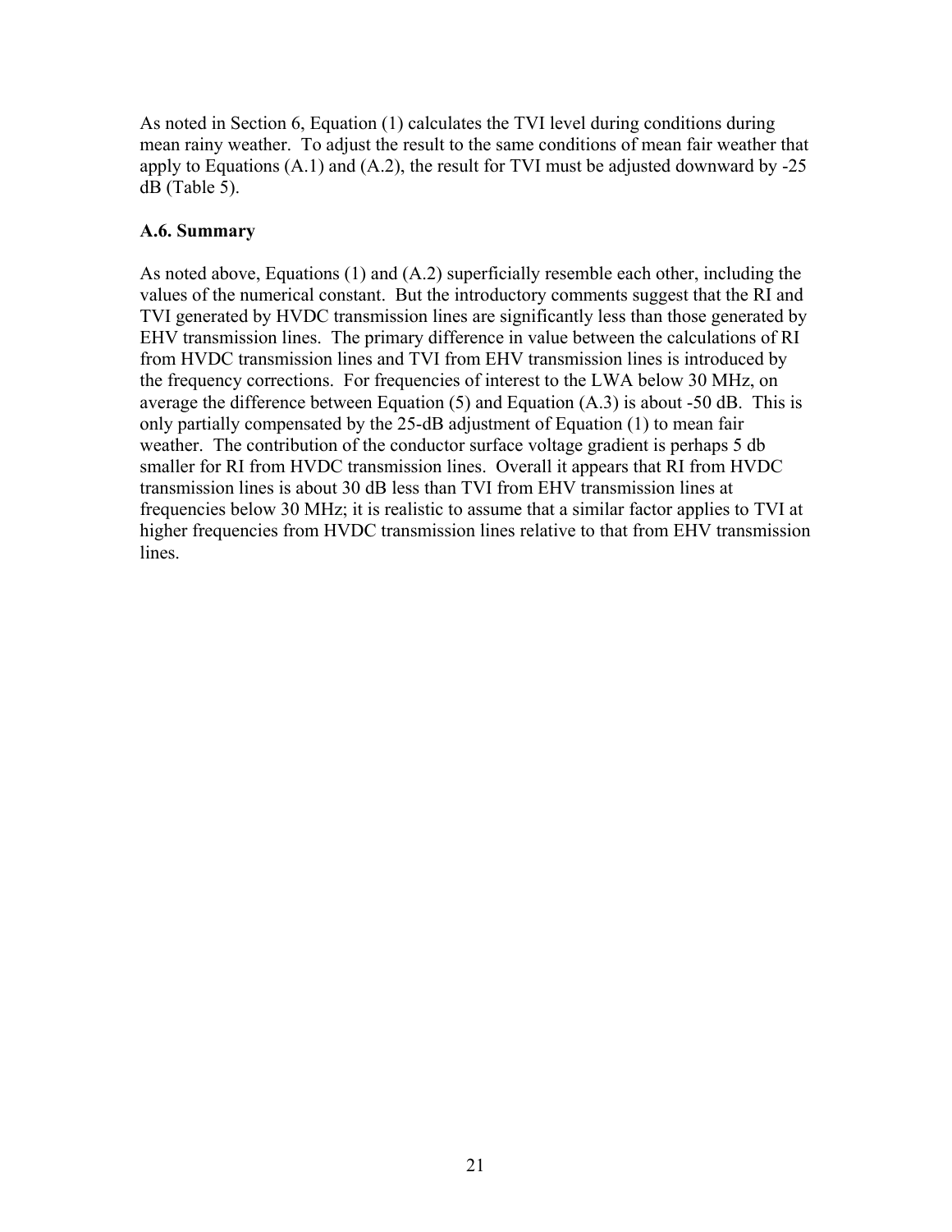As noted in Section 6, Equation (1) calculates the TVI level during conditions during mean rainy weather. To adjust the result to the same conditions of mean fair weather that apply to Equations (A.1) and (A.2), the result for TVI must be adjusted downward by -25 dB (Table 5).

### A.6. Summary

As noted above, Equations (1) and (A.2) superficially resemble each other, including the values of the numerical constant. But the introductory comments suggest that the RI and TVI generated by HVDC transmission lines are significantly less than those generated by EHV transmission lines. The primary difference in value between the calculations of RI from HVDC transmission lines and TVI from EHV transmission lines is introduced by the frequency corrections. For frequencies of interest to the LWA below 30 MHz, on average the difference between Equation (5) and Equation (A.3) is about -50 dB. This is only partially compensated by the 25-dB adjustment of Equation (1) to mean fair weather. The contribution of the conductor surface voltage gradient is perhaps 5 db smaller for RI from HVDC transmission lines. Overall it appears that RI from HVDC transmission lines is about 30 dB less than TVI from EHV transmission lines at frequencies below 30 MHz; it is realistic to assume that a similar factor applies to TVI at higher frequencies from HVDC transmission lines relative to that from EHV transmission lines.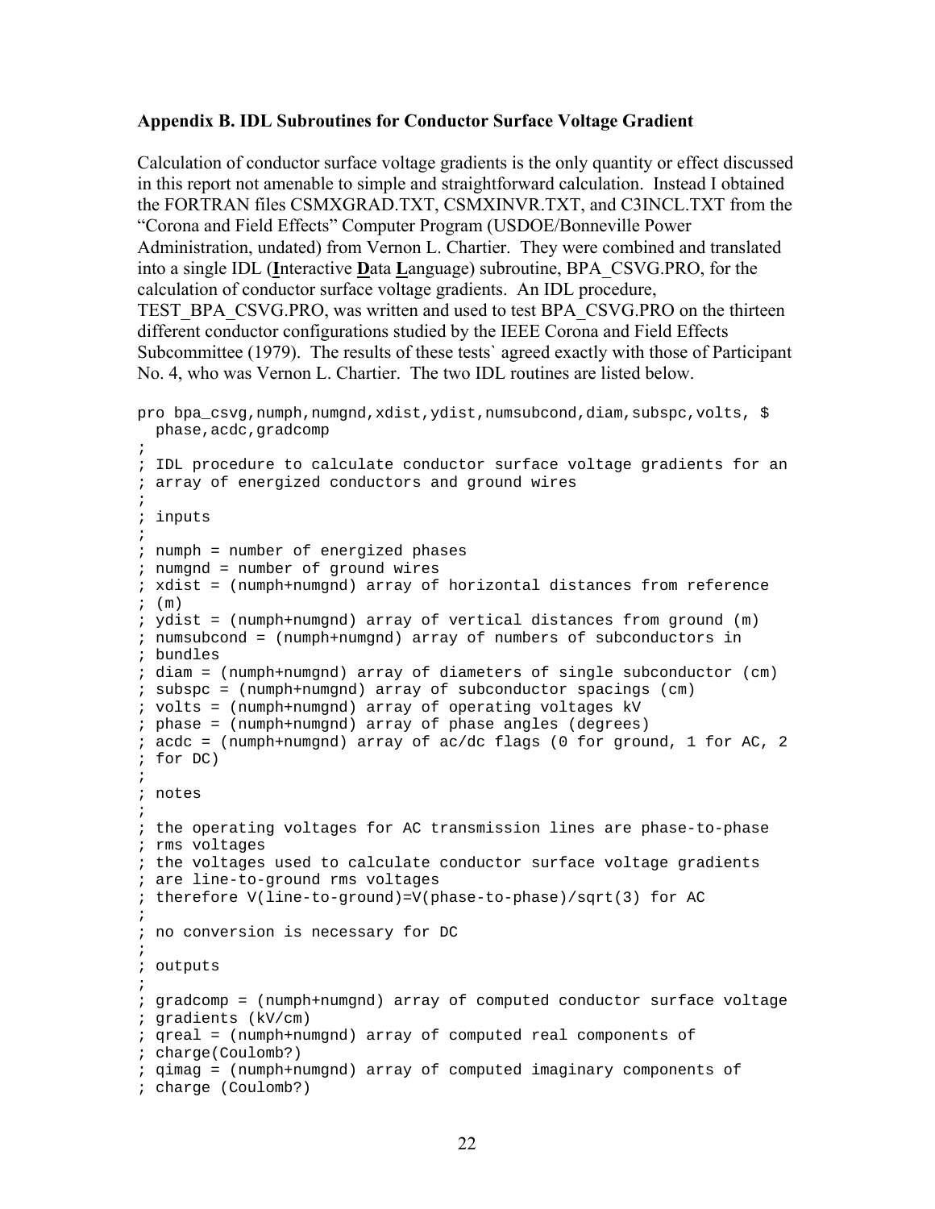### Appendix B. IDL Subroutines for Conductor Surface Voltage Gradient

Calculation of conductor surface voltage gradients is the only quantity or effect discussed in this report not amenable to simple and straightforward calculation. Instead I obtained the FORTRAN files CSMXGRAD.TXT, CSMXINVR.TXT, and C3INCL.TXT from the "Corona and Field Effects" Computer Program (USDOE/Bonneville Power Administration, undated) from Vernon L. Chartier. They were combined and translated into a single IDL (**I**nteractive **D**ata **L**anguage) subroutine, BPA_CSVG.PRO, for the calculation of conductor surface voltage gradients. An IDL procedure, TEST_BPA_CSVG.PRO, was written and used to test BPA_CSVG.PRO on the thirteen different conductor configurations studied by the IEEE Corona and Field Effects Subcommittee (1979). The results of these tests` agreed exactly with those of Participant No. 4, who was Vernon L. Chartier. The two IDL routines are listed below.

```
pro bpa_csvg,numph,numgnd,xdist,ydist,numsubcond,diam,subspc,volts, $
  phase,acdc,gradcomp
;
; IDL procedure to calculate conductor surface voltage gradients for an
; array of energized conductors and ground wires
;
; inputs
;
; numph = number of energized phases
; numgnd = number of ground wires
; xdist = (numph+numgnd) array of horizontal distances from reference
; (m)
; ydist = (numph+numgnd) array of vertical distances from ground (m)
; numsubcond = (numph+numgnd) array of numbers of subconductors in
; bundles
; diam = (numph+numgnd) array of diameters of single subconductor (cm)
; subspc = (numph+numgnd) array of subconductor spacings (cm)
; volts = (numph+numgnd) array of operating voltages kV
; phase = (numph+numgnd) array of phase angles (degrees)
; acdc = (numph+numgnd) array of ac/dc flags (0 for ground, 1 for AC, 2
; for DC)
;
; notes
;
; the operating voltages for AC transmission lines are phase-to-phase
; rms voltages
; the voltages used to calculate conductor surface voltage gradients
; are line-to-ground rms voltages
; therefore V(line-to-ground)=V(phase-to-phase)/sqrt(3) for AC
;
; no conversion is necessary for DC
;
; outputs
;
; gradcomp = (numph+numgnd) array of computed conductor surface voltage
; gradients (kV/cm)
; qreal = (numph+numgnd) array of computed real components of
; charge(Coulomb?)
; qimag = (numph+numgnd) array of computed imaginary components of
; charge (Coulomb?)
```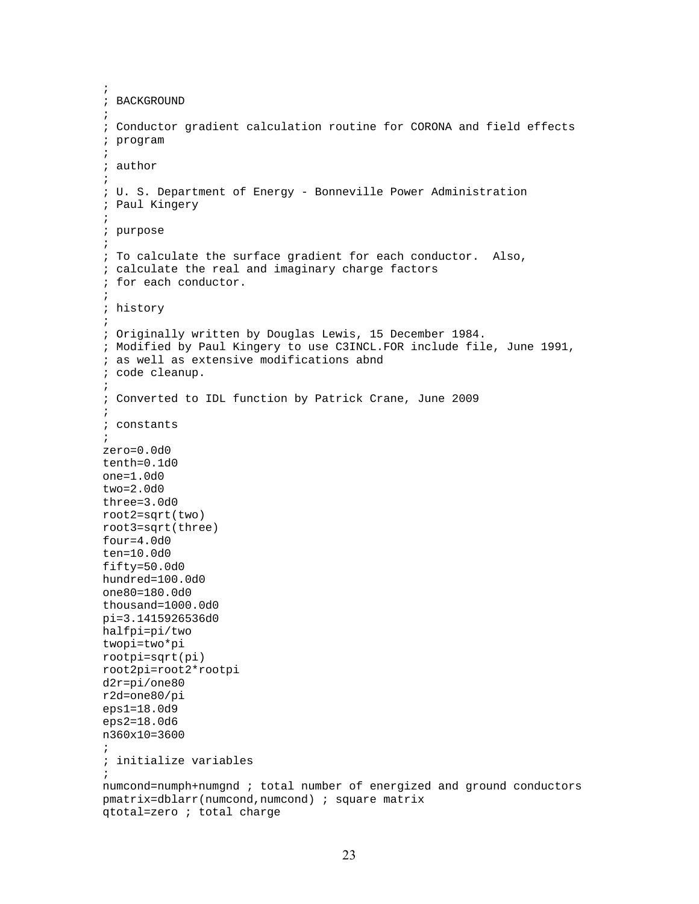```
;
; BACKGROUND
;
; Conductor gradient calculation routine for CORONA and field effects
; program
;
; author
;
; U. S. Department of Energy - Bonneville Power Administration
; Paul Kingery
;
; purpose
;
; To calculate the surface gradient for each conductor.  Also,
; calculate the real and imaginary charge factors
; for each conductor.
;
; history
;
; Originally written by Douglas Lewis, 15 December 1984.
; Modified by Paul Kingery to use C3INCL.FOR include file, June 1991,
; as well as extensive modifications abnd
; code cleanup.
;
; Converted to IDL function by Patrick Crane, June 2009
;
; constants
;
zero=0.0d0
tenth=0.1d0
one=1.0d0
two=2.0d0
three=3.0d0
root2=sqrt(two)
root3=sqrt(three)
four=4.0d0
ten=10.0d0
fifty=50.0d0
hundred=100.0d0
one80=180.0d0
thousand=1000.0d0
pi=3.1415926536d0
halfpi=pi/two
twopi=two*pi
rootpi=sqrt(pi)
root2pi=root2*rootpi
d2r=pi/one80
r2d=one80/pi
eps1=18.0d9
eps2=18.0d6
n360x10=3600
;
; initialize variables
;
numcond=numph+numgnd ; total number of energized and ground conductors
pmatrix=dblarr(numcond,numcond) ; square matrix
qtotal=zero ; total charge
```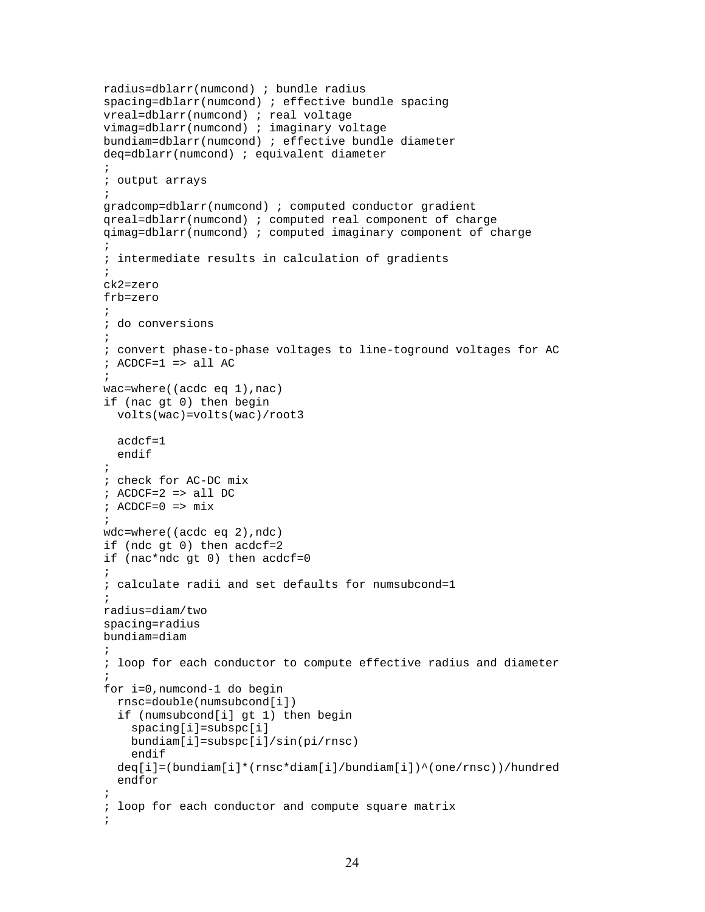```
radius=dblarr(numcond) ; bundle radius
spacing=dblarr(numcond) ; effective bundle spacing
vreal=dblarr(numcond) ; real voltage
vimag=dblarr(numcond) ; imaginary voltage
bundiam=dblarr(numcond) ; effective bundle diameter
deq=dblarr(numcond) ; equivalent diameter
;
; output arrays
;
gradcomp=dblarr(numcond) ; computed conductor gradient
qreal=dblarr(numcond) ; computed real component of charge
qimag=dblarr(numcond) ; computed imaginary component of charge
;
; intermediate results in calculation of gradients
;
ck2=zero
frb=zero
;
; do conversions
;
; convert phase-to-phase voltages to line-toground voltages for AC
; ACDCF=1 => all AC
;
wac=where((acdc eq 1),nac)
if (nac gt 0) then begin
  volts(wac)=volts(wac)/root3

  acdcf=1
  endif
;
; check for AC-DC mix
; ACDCF=2 => all DC
; ACDCF=0 => mix
;
wdc=where((acdc eq 2),ndc)
if (ndc gt 0) then acdcf=2
if (nac*ndc gt 0) then acdcf=0
;
; calculate radii and set defaults for numsubcond=1
;
radius=diam/two
spacing=radius
bundiam=diam
;
; loop for each conductor to compute effective radius and diameter
;
for i=0,numcond-1 do begin
  rnsc=double(numsubcond[i])
  if (numsubcond[i] gt 1) then begin
    spacing[i]=subspc[i]
    bundiam[i]=subspc[i]/sin(pi/rnsc)
    endif
  deq[i]=(bundiam[i]*(rnsc*diam[i]/bundiam[i])^(one/rnsc))/hundred
  endfor
;
; loop for each conductor and compute square matrix
;
```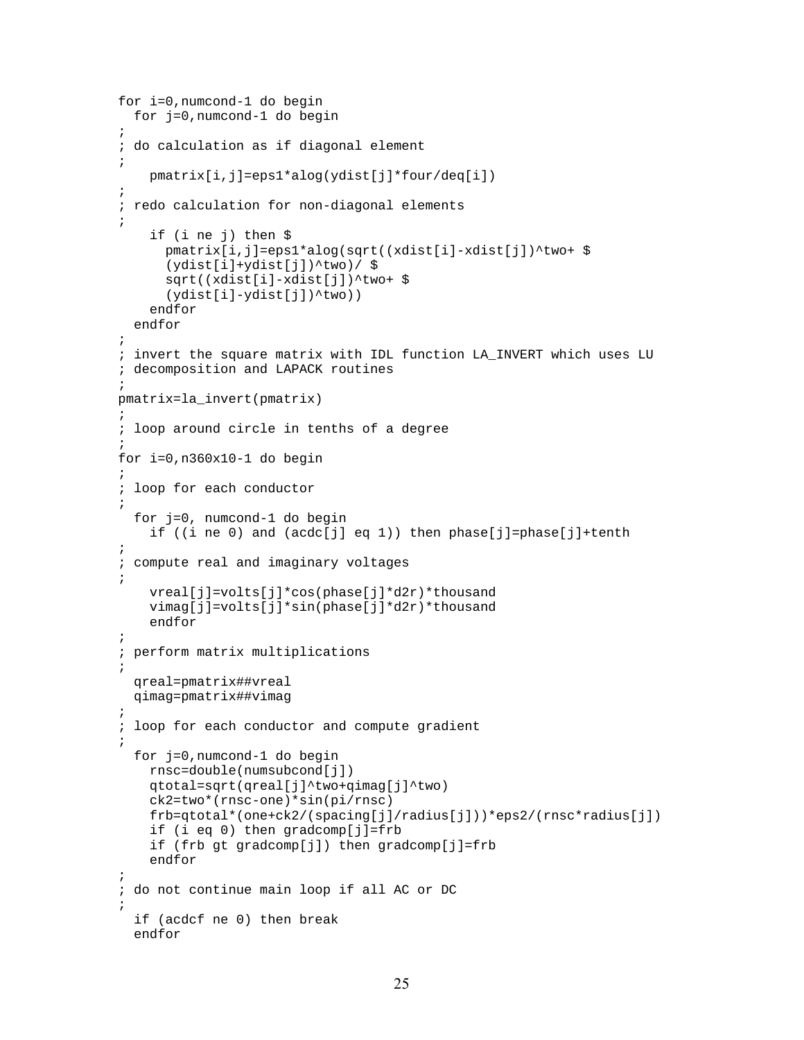```
for i=0,numcond-1 do begin
  for j=0,numcond-1 do begin
;
; do calculation as if diagonal element
;
    pmatrix[i,j]=eps1*alog(ydist[j]*four/deq[i])
;
; redo calculation for non-diagonal elements
;
    if (i ne j) then $
      pmatrix[i,j]=eps1*alog(sqrt((xdist[i]-xdist[j])^two+ $
      (ydist[i]+ydist[j])^two)/ $
      sqrt((xdist[i]-xdist[j])^two+ $
      (ydist[i]-ydist[j])^two))
    endfor
  endfor
;
; invert the square matrix with IDL function LA_INVERT which uses LU
; decomposition and LAPACK routines
;
pmatrix=la_invert(pmatrix)
;
; loop around circle in tenths of a degree
;
for i=0,n360x10-1 do begin
;
; loop for each conductor
;
  for j=0, numcond-1 do begin
    if ((i ne 0) and (acdc[j] eq 1)) then phase[j]=phase[j]+tenth
;
; compute real and imaginary voltages
;
    vreal[j]=volts[j]*cos(phase[j]*d2r)*thousand
    vimag[j]=volts[j]*sin(phase[j]*d2r)*thousand
    endfor
;
; perform matrix multiplications
;
  qreal=pmatrix##vreal
  qimag=pmatrix##vimag
;
; loop for each conductor and compute gradient
;
  for j=0,numcond-1 do begin
    rnsc=double(numsubcond[j])
    qtotal=sqrt(qreal[j]^two+qimag[j]^two)
    ck2=two*(rnsc-one)*sin(pi/rnsc)
    frb=qtotal*(one+ck2/(spacing[j]/radius[j]))*eps2/(rnsc*radius[j])
    if (i eq 0) then gradcomp[j]=frb
    if (frb gt gradcomp[j]) then gradcomp[j]=frb
    endfor
;
; do not continue main loop if all AC or DC
;
  if (acdcf ne 0) then break
  endfor
```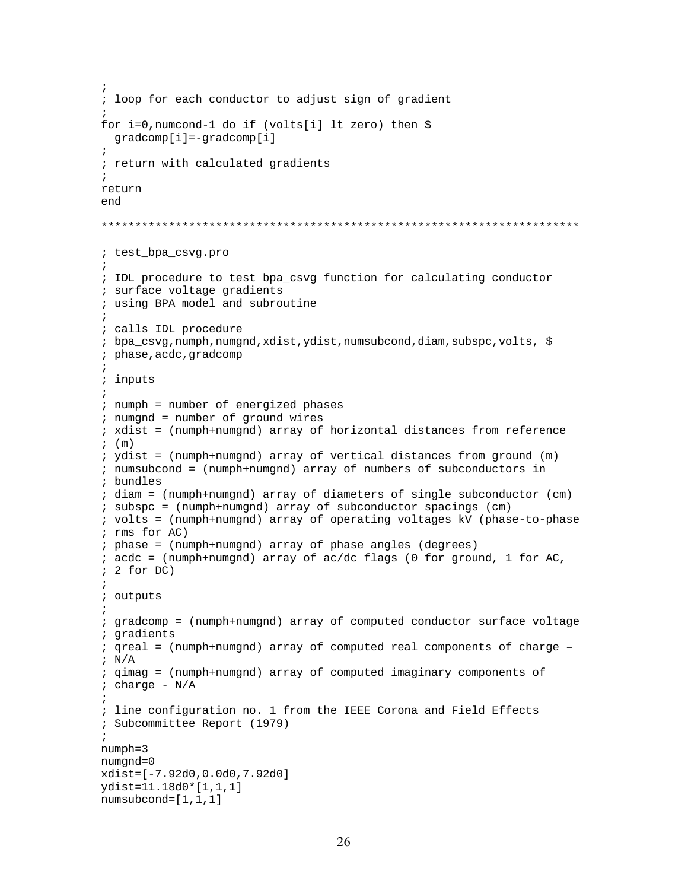```
;
; loop for each conductor to adjust sign of gradient
;
for i=0,numcond-1 do if (volts[i] lt zero) then $
  gradcomp[i]=-gradcomp[i]
;
; return with calculated gradients
;
return
end
```

```
**********************************************************************
```

```
; test_bpa_csvg.pro
;
; IDL procedure to test bpa_csvg function for calculating conductor
; surface voltage gradients
; using BPA model and subroutine
;
; calls IDL procedure
; bpa_csvg,numph,numgnd,xdist,ydist,numsubcond,diam,subspc,volts, $
; phase,acdc,gradcomp
;
; inputs
;
; numph = number of energized phases
; numgnd = number of ground wires
; xdist = (numph+numgnd) array of horizontal distances from reference
; (m)
; ydist = (numph+numgnd) array of vertical distances from ground (m)
; numsubcond = (numph+numgnd) array of numbers of subconductors in
; bundles
; diam = (numph+numgnd) array of diameters of single subconductor (cm)
; subspc = (numph+numgnd) array of subconductor spacings (cm)
; volts = (numph+numgnd) array of operating voltages kV (phase-to-phase
; rms for AC)
; phase = (numph+numgnd) array of phase angles (degrees)
; acdc = (numph+numgnd) array of ac/dc flags (0 for ground, 1 for AC,
; 2 for DC)
;
; outputs
;
; gradcomp = (numph+numgnd) array of computed conductor surface voltage
; gradients
; qreal = (numph+numgnd) array of computed real components of charge –
; N/A
; qimag = (numph+numgnd) array of computed imaginary components of
; charge - N/A
;
; line configuration no. 1 from the IEEE Corona and Field Effects
; Subcommittee Report (1979)
;
numph=3
numgnd=0
xdist=[-7.92d0,0.0d0,7.92d0]
ydist=11.18d0*[1,1,1]
numsubcond=[1,1,1]
```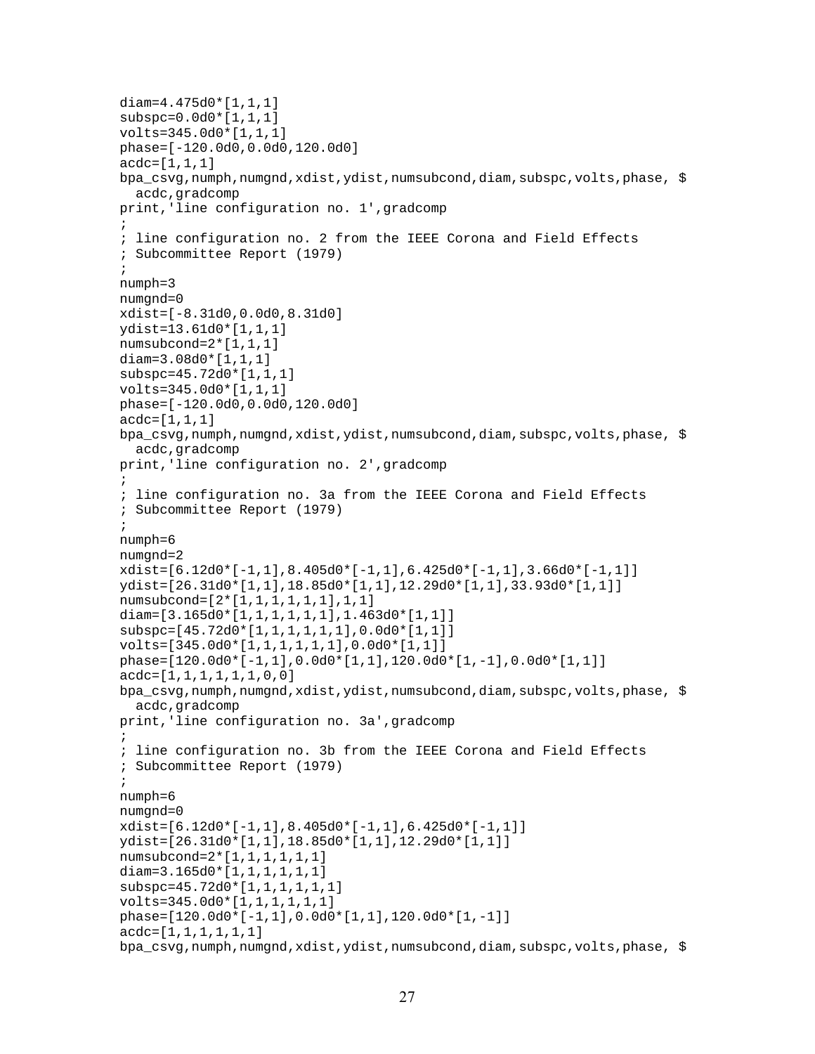```
diam=4.475d0*[1,1,1]
subspc=0.0d0*[1,1,1]
volts=345.0d0*[1,1,1]
phase=[-120.0d0,0.0d0,120.0d0]
acdc=[1,1,1]
bpa_csvg,numph,numgnd,xdist,ydist,numsubcond,diam,subspc,volts,phase, $
  acdc,gradcomp
print,'line configuration no. 1',gradcomp
;
; line configuration no. 2 from the IEEE Corona and Field Effects
; Subcommittee Report (1979)
;
numph=3
numgnd=0
xdist=[-8.31d0,0.0d0,8.31d0]
ydist=13.61d0*[1,1,1]
numsubcond=2*[1,1,1]
diam=3.08d0*[1,1,1]
subspc=45.72d0*[1,1,1]
volts=345.0d0*[1,1,1]
phase=[-120.0d0,0.0d0,120.0d0]
acdc=[1,1,1]
bpa_csvg,numph,numgnd,xdist,ydist,numsubcond,diam,subspc,volts,phase, $
  acdc,gradcomp
print,'line configuration no. 2',gradcomp
;
; line configuration no. 3a from the IEEE Corona and Field Effects
; Subcommittee Report (1979)
;
numph=6
numgnd=2
xdist=[6.12d0*[-1,1],8.405d0*[-1,1],6.425d0*[-1,1],3.66d0*[-1,1]]
ydist=[26.31d0*[1,1],18.85d0*[1,1],12.29d0*[1,1],33.93d0*[1,1]]
numsubcond=[2*[1,1,1,1,1,1],1,1]
diam=[3.165d0*[1,1,1,1,1,1],1.463d0*[1,1]]
subspc=[45.72d0*[1,1,1,1,1,1],0.0d0*[1,1]]
volts=[345.0d0*[1,1,1,1,1,1],0.0d0*[1,1]]
phase=[120.0d0*[-1,1],0.0d0*[1,1],120.0d0*[1,-1],0.0d0*[1,1]]
acdc=[1,1,1,1,1,1,0,0]
bpa_csvg,numph,numgnd,xdist,ydist,numsubcond,diam,subspc,volts,phase, $
  acdc,gradcomp
print,'line configuration no. 3a',gradcomp
;
; line configuration no. 3b from the IEEE Corona and Field Effects
; Subcommittee Report (1979)
;
numph=6
numgnd=0
xdist=[6.12d0*[-1,1],8.405d0*[-1,1],6.425d0*[-1,1]]
ydist=[26.31d0*[1,1],18.85d0*[1,1],12.29d0*[1,1]]
numsubcond=2*[1,1,1,1,1,1]
diam=3.165d0*[1,1,1,1,1,1]
subspc=45.72d0*[1,1,1,1,1,1]
volts=345.0d0*[1,1,1,1,1,1]
phase=[120.0d0*[-1,1],0.0d0*[1,1],120.0d0*[1,-1]]
acdc=[1,1,1,1,1,1]
bpa_csvg,numph,numgnd,xdist,ydist,numsubcond,diam,subspc,volts,phase, $
```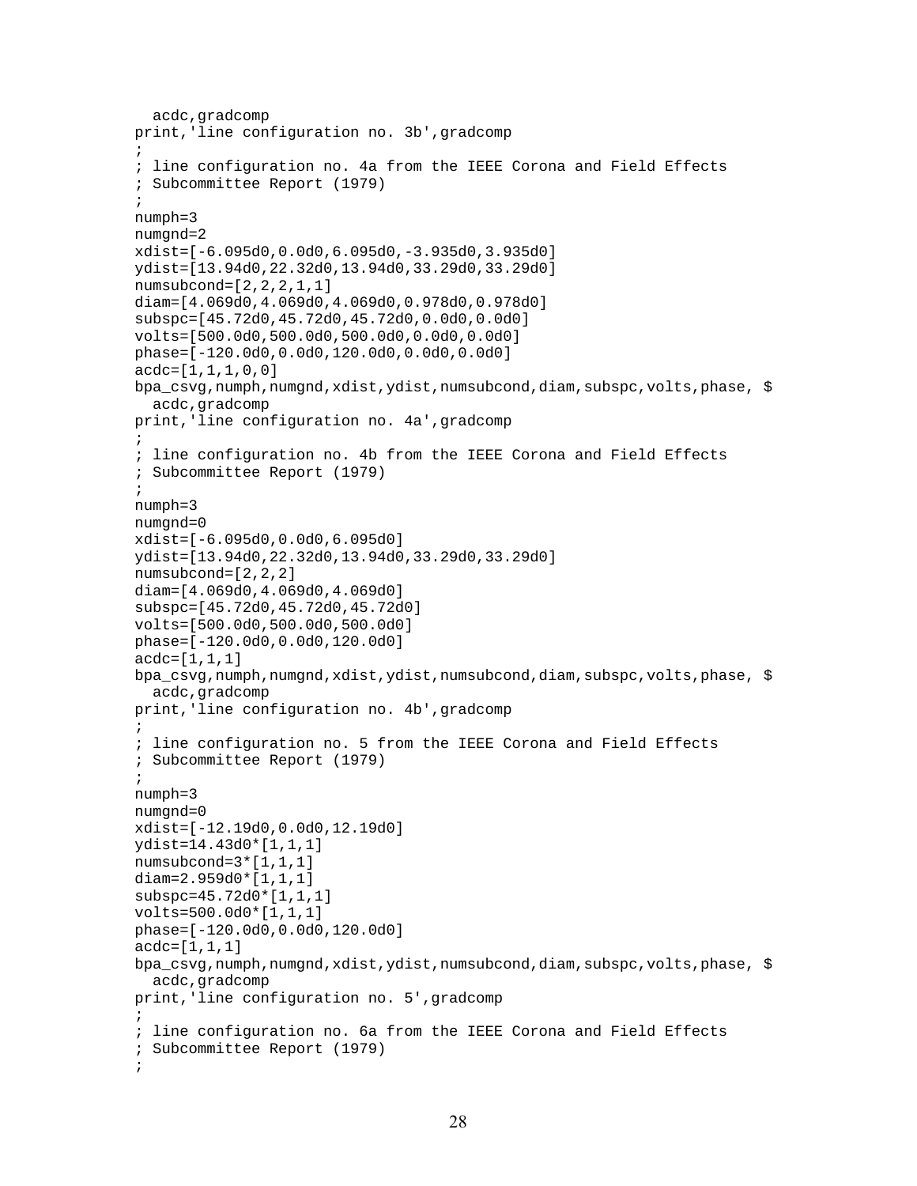```
  acdc,gradcomp
print,'line configuration no. 3b',gradcomp
;
; line configuration no. 4a from the IEEE Corona and Field Effects
; Subcommittee Report (1979)
;
numph=3
numgnd=2
xdist=[-6.095d0,0.0d0,6.095d0,-3.935d0,3.935d0]
ydist=[13.94d0,22.32d0,13.94d0,33.29d0,33.29d0]
numsubcond=[2,2,2,1,1]
diam=[4.069d0,4.069d0,4.069d0,0.978d0,0.978d0]
subspc=[45.72d0,45.72d0,45.72d0,0.0d0,0.0d0]
volts=[500.0d0,500.0d0,500.0d0,0.0d0,0.0d0]
phase=[-120.0d0,0.0d0,120.0d0,0.0d0,0.0d0]
acdc=[1,1,1,0,0]
bpa_csvg,numph,numgnd,xdist,ydist,numsubcond,diam,subspc,volts,phase, $
  acdc,gradcomp
print,'line configuration no. 4a',gradcomp
;
; line configuration no. 4b from the IEEE Corona and Field Effects
; Subcommittee Report (1979)
;
numph=3
numgnd=0
xdist=[-6.095d0,0.0d0,6.095d0]
ydist=[13.94d0,22.32d0,13.94d0,33.29d0,33.29d0]
numsubcond=[2,2,2]
diam=[4.069d0,4.069d0,4.069d0]
subspc=[45.72d0,45.72d0,45.72d0]
volts=[500.0d0,500.0d0,500.0d0]
phase=[-120.0d0,0.0d0,120.0d0]
acdc=[1,1,1]
bpa_csvg,numph,numgnd,xdist,ydist,numsubcond,diam,subspc,volts,phase, $
  acdc,gradcomp
print,'line configuration no. 4b',gradcomp
;
; line configuration no. 5 from the IEEE Corona and Field Effects
; Subcommittee Report (1979)
;
numph=3
numgnd=0
xdist=[-12.19d0,0.0d0,12.19d0]
ydist=14.43d0*[1,1,1]
numsubcond=3*[1,1,1]
diam=2.959d0*[1,1,1]
subspc=45.72d0*[1,1,1]
volts=500.0d0*[1,1,1]
phase=[-120.0d0,0.0d0,120.0d0]
acdc=[1,1,1]
bpa_csvg,numph,numgnd,xdist,ydist,numsubcond,diam,subspc,volts,phase, $
  acdc,gradcomp
print,'line configuration no. 5',gradcomp
;
; line configuration no. 6a from the IEEE Corona and Field Effects
; Subcommittee Report (1979)
;
```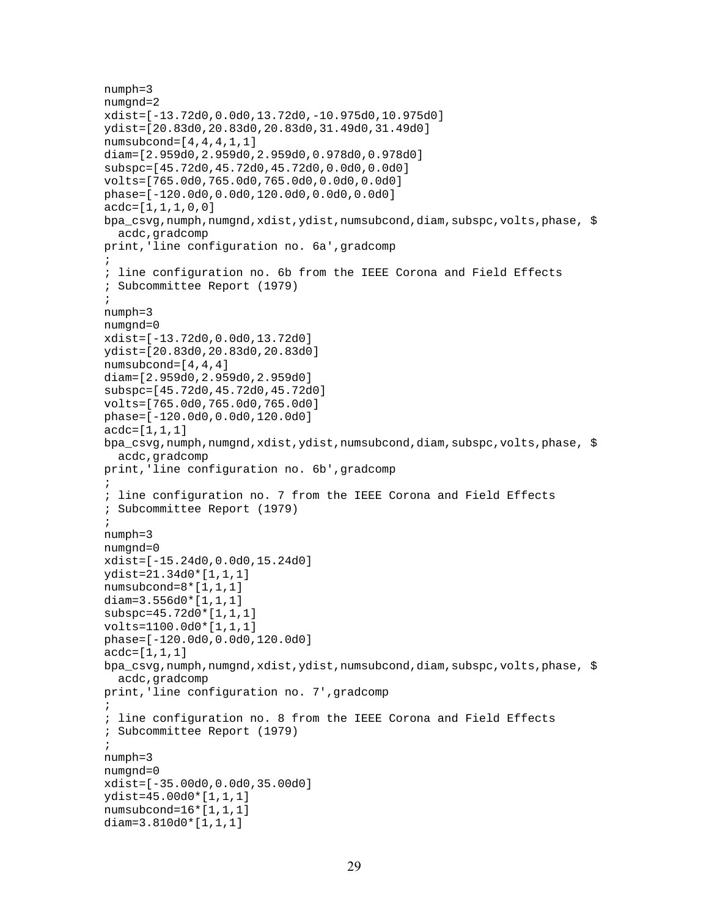```
numph=3
numgnd=2
xdist=[-13.72d0,0.0d0,13.72d0,-10.975d0,10.975d0]
ydist=[20.83d0,20.83d0,20.83d0,31.49d0,31.49d0]
numsubcond=[4,4,4,1,1]
diam=[2.959d0,2.959d0,2.959d0,0.978d0,0.978d0]
subspc=[45.72d0,45.72d0,45.72d0,0.0d0,0.0d0]
volts=[765.0d0,765.0d0,765.0d0,0.0d0,0.0d0]
phase=[-120.0d0,0.0d0,120.0d0,0.0d0,0.0d0]
acdc=[1,1,1,0,0]
bpa_csvg,numph,numgnd,xdist,ydist,numsubcond,diam,subspc,volts,phase, $
  acdc,gradcomp
print,'line configuration no. 6a',gradcomp
;
; line configuration no. 6b from the IEEE Corona and Field Effects
; Subcommittee Report (1979)
;
numph=3
numgnd=0
xdist=[-13.72d0,0.0d0,13.72d0]
ydist=[20.83d0,20.83d0,20.83d0]
numsubcond=[4,4,4]
diam=[2.959d0,2.959d0,2.959d0]
subspc=[45.72d0,45.72d0,45.72d0]
volts=[765.0d0,765.0d0,765.0d0]
phase=[-120.0d0,0.0d0,120.0d0]
acdc=[1,1,1]
bpa_csvg,numph,numgnd,xdist,ydist,numsubcond,diam,subspc,volts,phase, $
  acdc,gradcomp
print,'line configuration no. 6b',gradcomp
;
; line configuration no. 7 from the IEEE Corona and Field Effects
; Subcommittee Report (1979)
;
numph=3
numgnd=0
xdist=[-15.24d0,0.0d0,15.24d0]
ydist=21.34d0*[1,1,1]
numsubcond=8*[1,1,1]
diam=3.556d0*[1,1,1]
subspc=45.72d0*[1,1,1]
volts=1100.0d0*[1,1,1]
phase=[-120.0d0,0.0d0,120.0d0]
acdc=[1,1,1]
bpa_csvg,numph,numgnd,xdist,ydist,numsubcond,diam,subspc,volts,phase, $
  acdc,gradcomp
print,'line configuration no. 7',gradcomp
;
; line configuration no. 8 from the IEEE Corona and Field Effects
; Subcommittee Report (1979)
;
numph=3
numgnd=0
xdist=[-35.00d0,0.0d0,35.00d0]
ydist=45.00d0*[1,1,1]
numsubcond=16*[1,1,1]
diam=3.810d0*[1,1,1]
```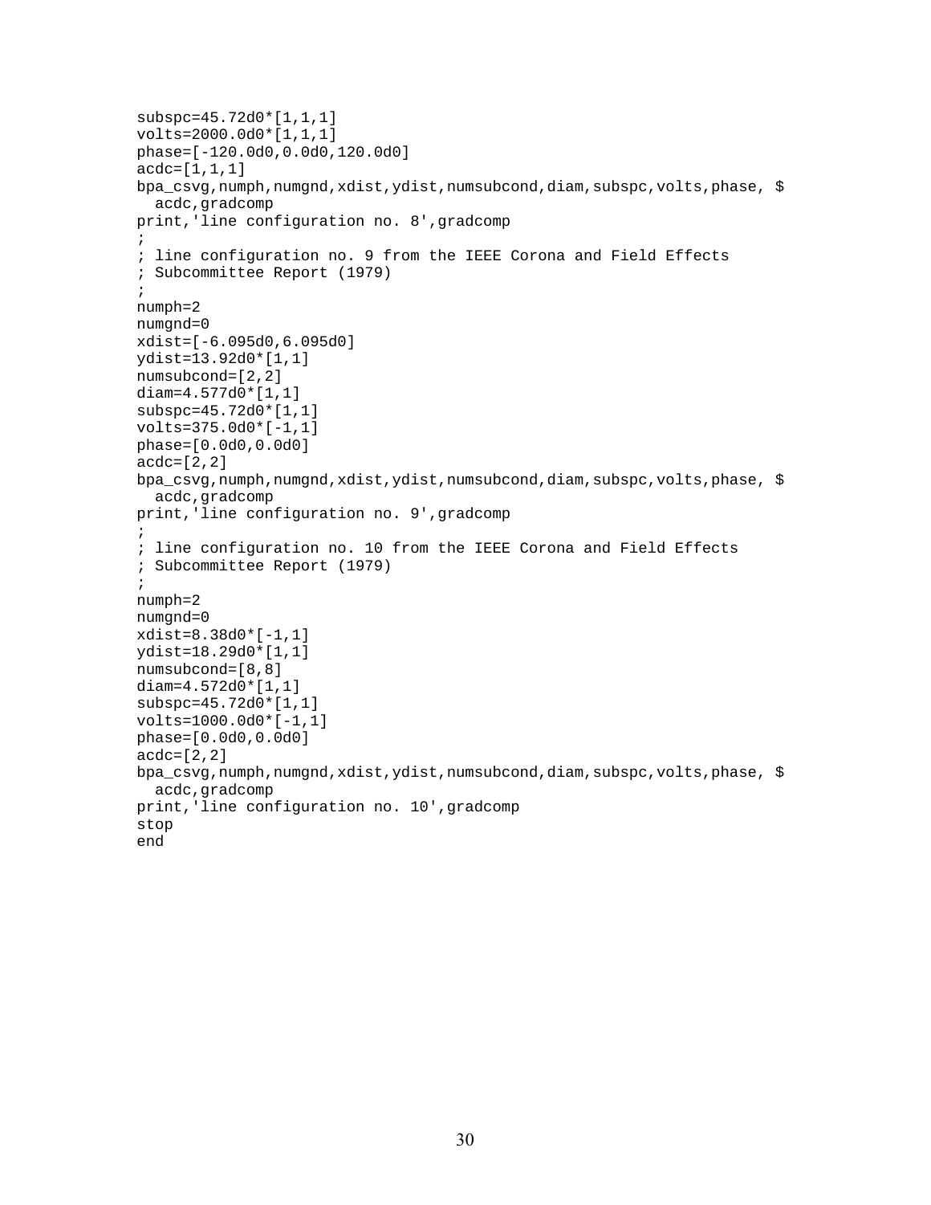```
subspc=45.72d0*[1,1,1]
volts=2000.0d0*[1,1,1]
phase=[-120.0d0,0.0d0,120.0d0]
acdc=[1,1,1]
bpa_csvg,numph,numgnd,xdist,ydist,numsubcond,diam,subspc,volts,phase, $
  acdc,gradcomp
print,'line configuration no. 8',gradcomp
;
; line configuration no. 9 from the IEEE Corona and Field Effects
; Subcommittee Report (1979)
;
numph=2
numgnd=0
xdist=[-6.095d0,6.095d0]
ydist=13.92d0*[1,1]
numsubcond=[2,2]
diam=4.577d0*[1,1]
subspc=45.72d0*[1,1]
volts=375.0d0*[-1,1]
phase=[0.0d0,0.0d0]
acdc=[2,2]
bpa_csvg,numph,numgnd,xdist,ydist,numsubcond,diam,subspc,volts,phase, $
  acdc,gradcomp
print,'line configuration no. 9',gradcomp
;
; line configuration no. 10 from the IEEE Corona and Field Effects
; Subcommittee Report (1979)
;
numph=2
numgnd=0
xdist=8.38d0*[-1,1]
ydist=18.29d0*[1,1]
numsubcond=[8,8]
diam=4.572d0*[1,1]
subspc=45.72d0*[1,1]
volts=1000.0d0*[-1,1]
phase=[0.0d0,0.0d0]
acdc=[2,2]
bpa_csvg,numph,numgnd,xdist,ydist,numsubcond,diam,subspc,volts,phase, $
  acdc,gradcomp
print,'line configuration no. 10',gradcomp
stop
end
```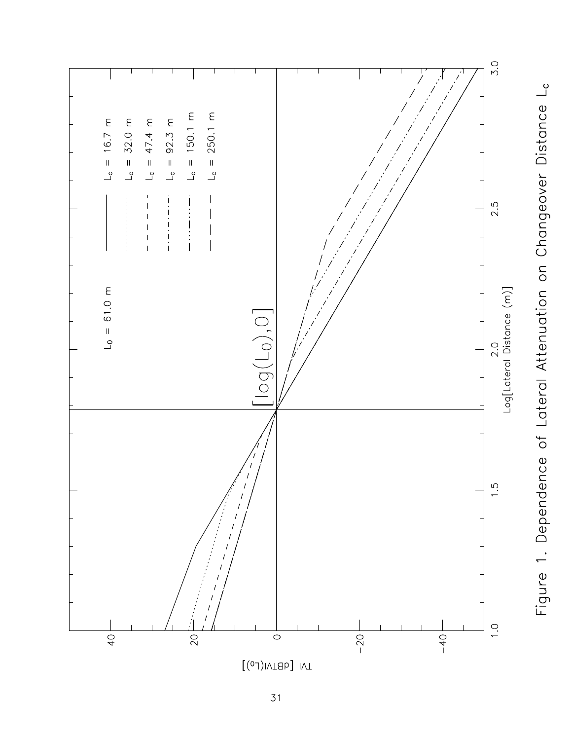Figure 1. Dependence of Lateral Attenuation on Changeover Distance $L_c$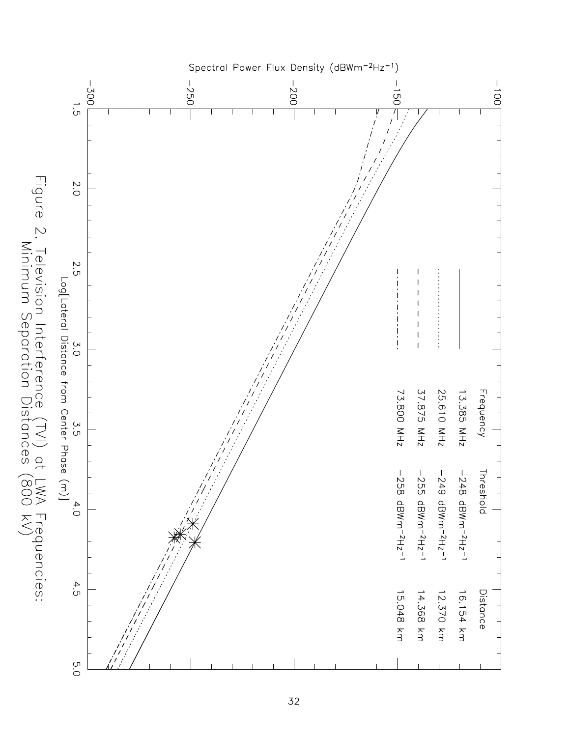Spectral Power Flux Density ($dBWm^{-2}Hz^{-1}$)

Log[Lateral Distance from Center Phase (m)]

| Frequency | Threshold | Distance |
|---|---|---|
| 13.385 MHz | $-248$ $dBWm^{-2}Hz^{-1}$ | 16.154 km |
| 25.610 MHz | $-249$ $dBWm^{-2}Hz^{-1}$ | 12.370 km |
| 37.875 MHz | $-255$ $dBWm^{-2}Hz^{-1}$ | 14.368 km |
| 73.800 MHz | $-258$ $dBWm^{-2}Hz^{-1}$ | 15.048 km |

Figure 2. Television Interference (TVI) at LWA Frequencies: Minimum Separation Distances (800 kV)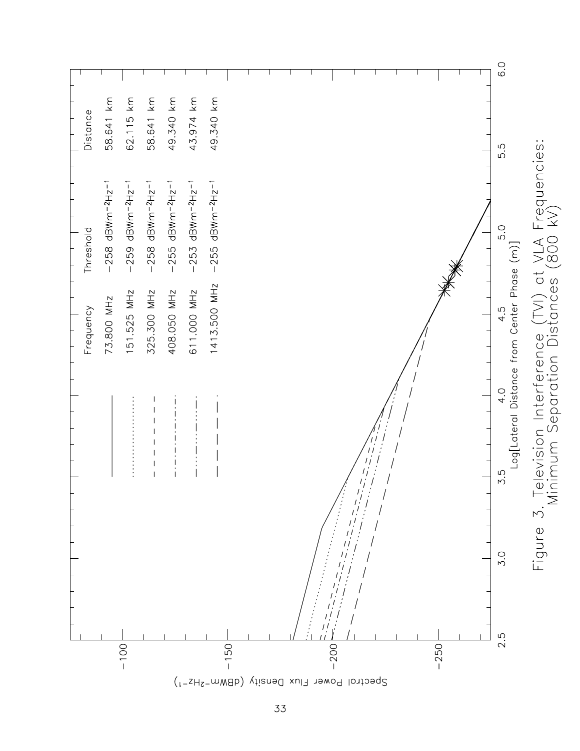| Frequency | Threshold | Distance |
| --- | --- | --- |
| 73.800 MHz | −258 $dBWm^{-2}Hz^{-1}$ | 58.641 km |
| 151.525 MHz | −259 $dBWm^{-2}Hz^{-1}$ | 62.115 km |
| 325.300 MHz | −258 $dBWm^{-2}Hz^{-1}$ | 58.641 km |
| 408.050 MHz | −255 $dBWm^{-2}Hz^{-1}$ | 49.340 km |
| 611.000 MHz | −253 $dBWm^{-2}Hz^{-1}$ | 43.974 km |
| 1413.500 MHz | −255 $dBWm^{-2}Hz^{-1}$ | 49.340 km |

Figure 3. Television Interference (TVI) at VLA Frequencies: Minimum Separation Distances (800 kV)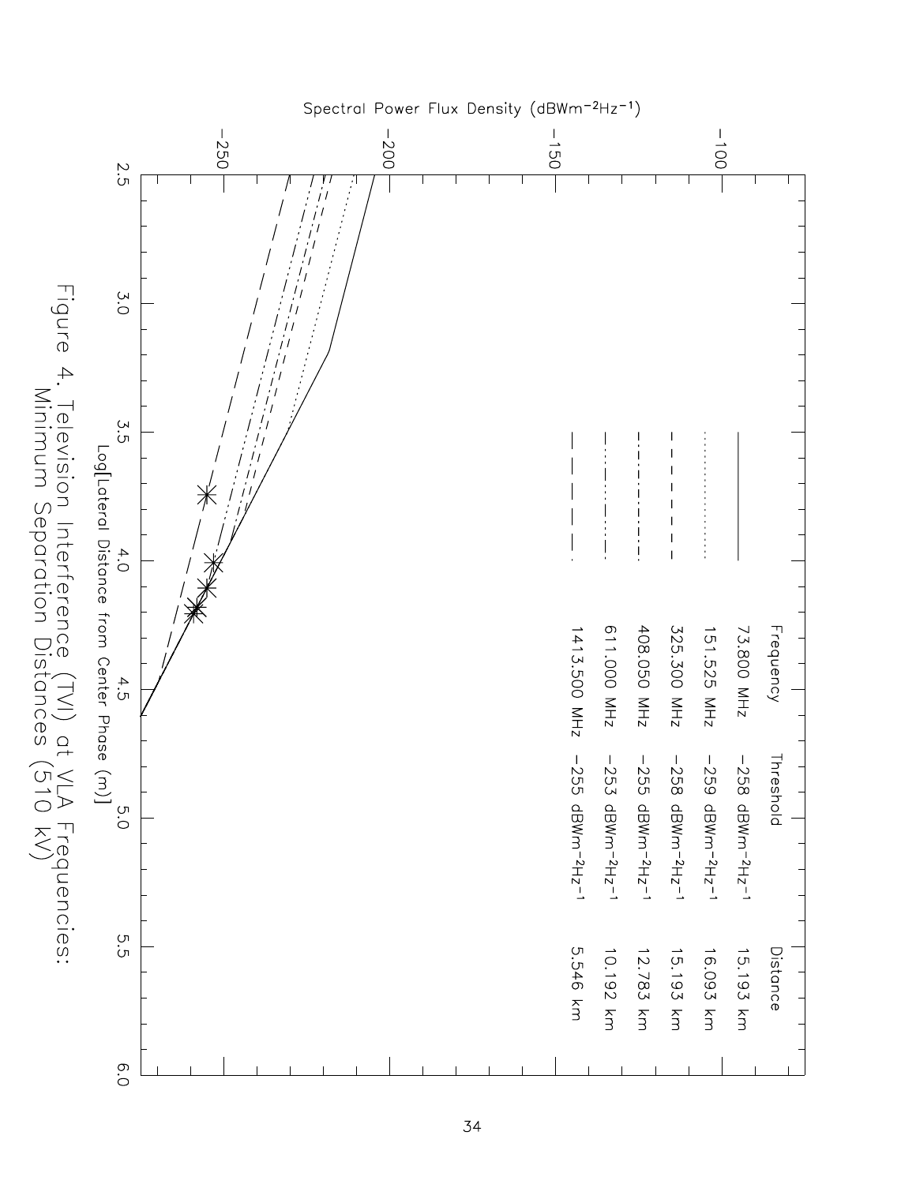Spectral Power Flux Density (dBWm$^{-2}$Hz$^{-1}$)

-250
-200
-150
-100

2.5
3.0
3.5
4.0
4.5
5.0
5.5
6.0

Log[Lateral Distance from Center Phase (m)]

Frequency | Threshold | Distance

73.800 MHz -258 dBWm$^{-2}$Hz$^{-1}$ 15.193 km

151.525 MHz -259 dBWm$^{-2}$Hz$^{-1}$ 16.093 km

325.300 MHz -258 dBWm$^{-2}$Hz$^{-1}$ 15.193 km

408.050 MHz -255 dBWm$^{-2}$Hz$^{-1}$ 12.783 km

611.000 MHz -253 dBWm$^{-2}$Hz$^{-1}$ 10.192 km

1413.500 MHz -255 dBWm$^{-2}$Hz$^{-1}$ 5.546 km

Figure 4. Television Interference (TVI) at VLA Frequencies: Minimum Separation Distances (510 kV)